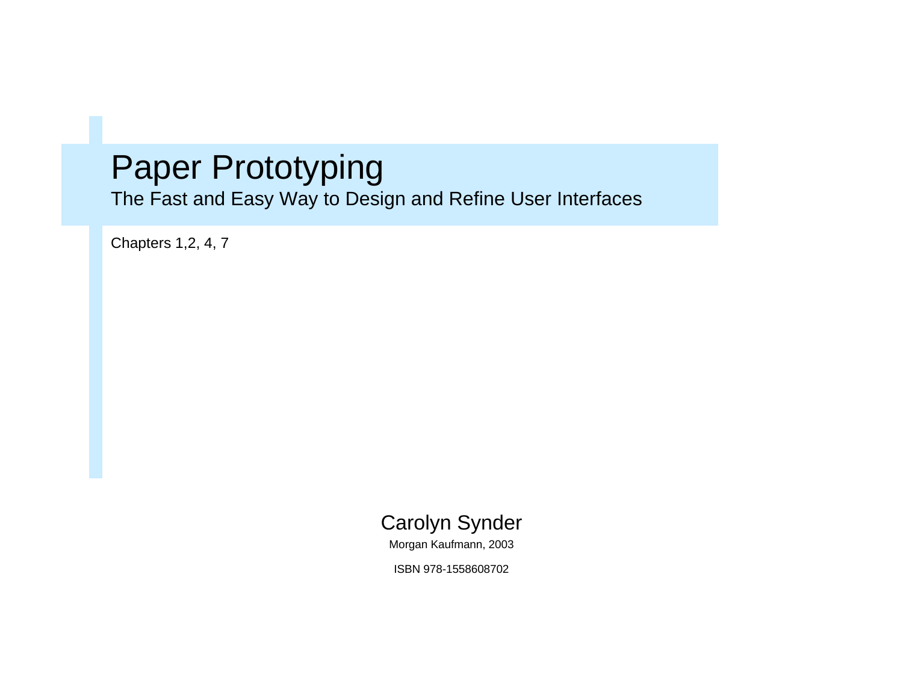# Paper Prototyping

## The Fast and Easy Way to Design and Refine User Interfaces

Chapters 1,2, 4, 7

Carolyn Synder

Morgan Kaufmann, 2003

ISBN 978-1558608702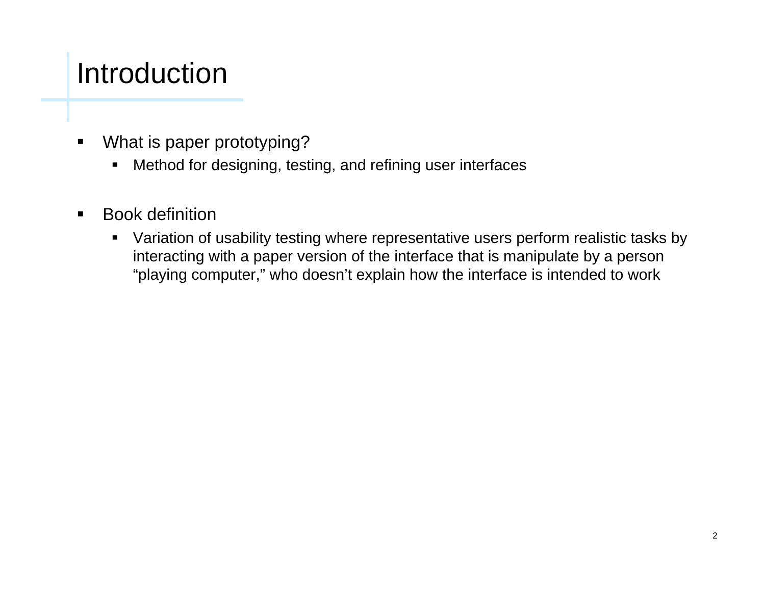# Introduction

- What is paper prototyping?
  - Method for designing, testing, and refining user interfaces

- Book definition
  - Variation of usability testing where representative users perform realistic tasks by interacting with a paper version of the interface that is manipulate by a person "playing computer," who doesn't explain how the interface is intended to work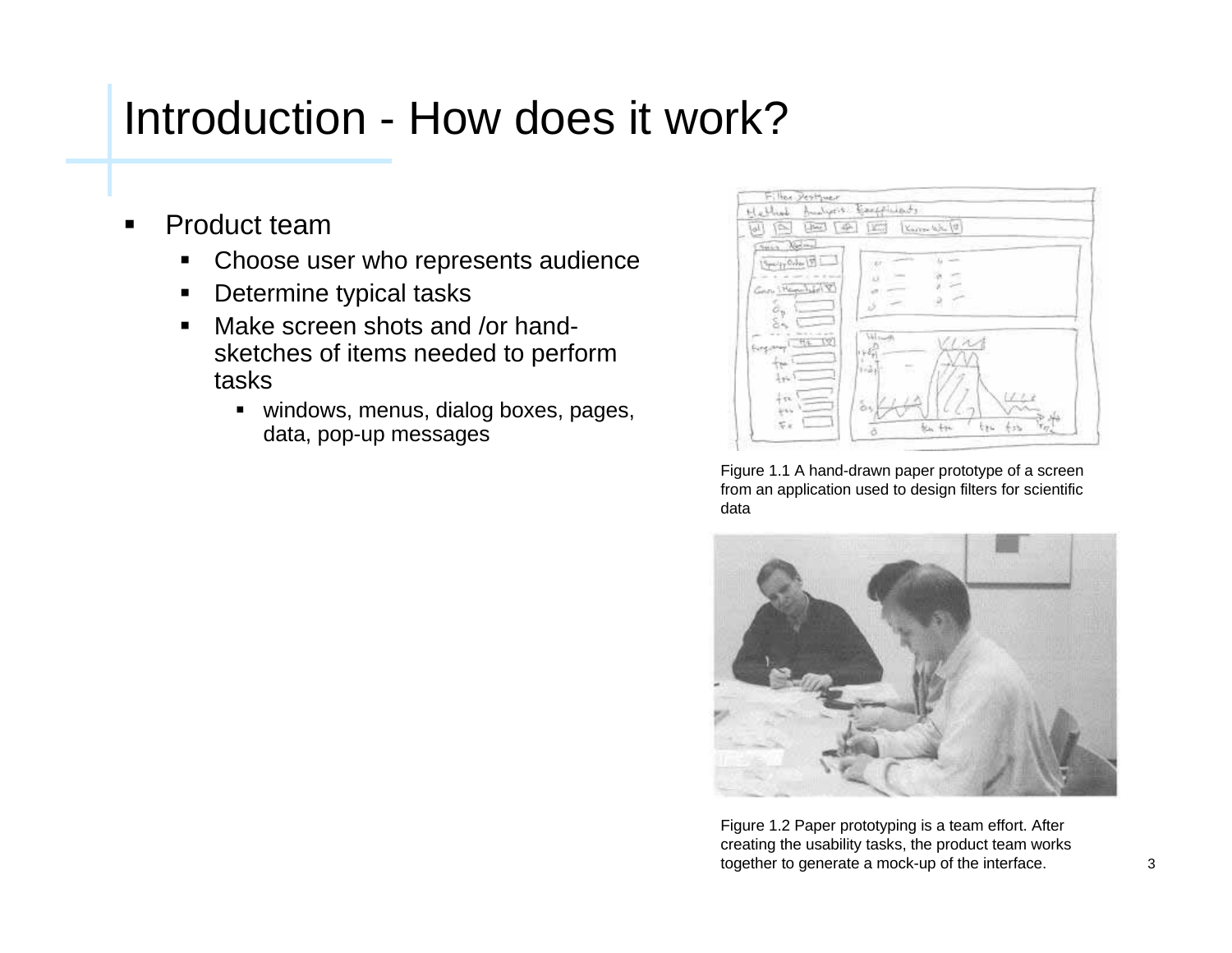# Introduction - How does it work?

- Product team
  - Choose user who represents audience
  - Determine typical tasks
  - Make screen shots and /or hand-sketches of items needed to perform tasks
    - windows, menus, dialog boxes, pages, data, pop-up messages

Figure 1.1 A hand-drawn paper prototype of a screen from an application used to design filters for scientific data

Figure 1.2 Paper prototyping is a team effort. After creating the usability tasks, the product team works together to generate a mock-up of the interface.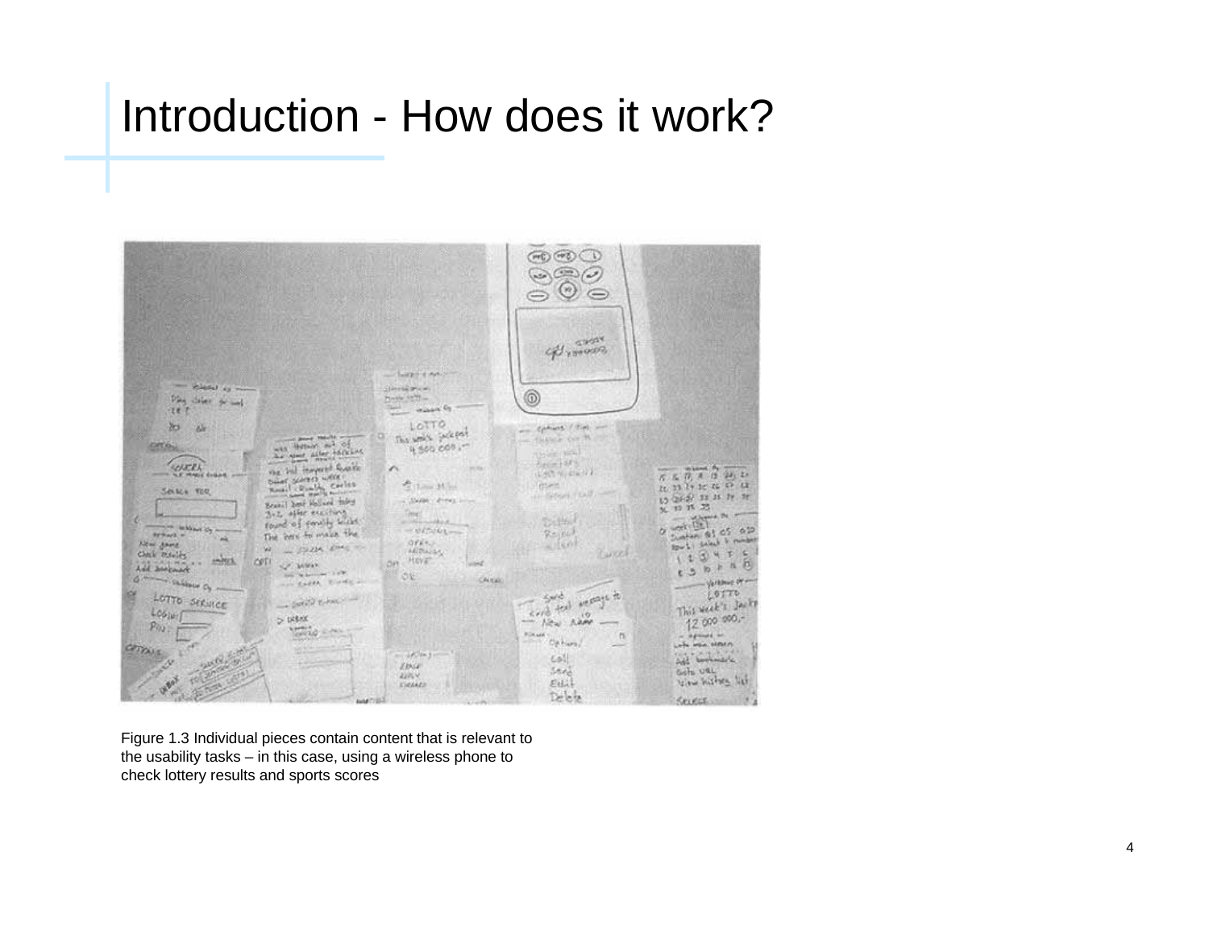# Introduction - How does it work?

Figure 1.3 Individual pieces contain content that is relevant to the usability tasks – in this case, using a wireless phone to check lottery results and sports scores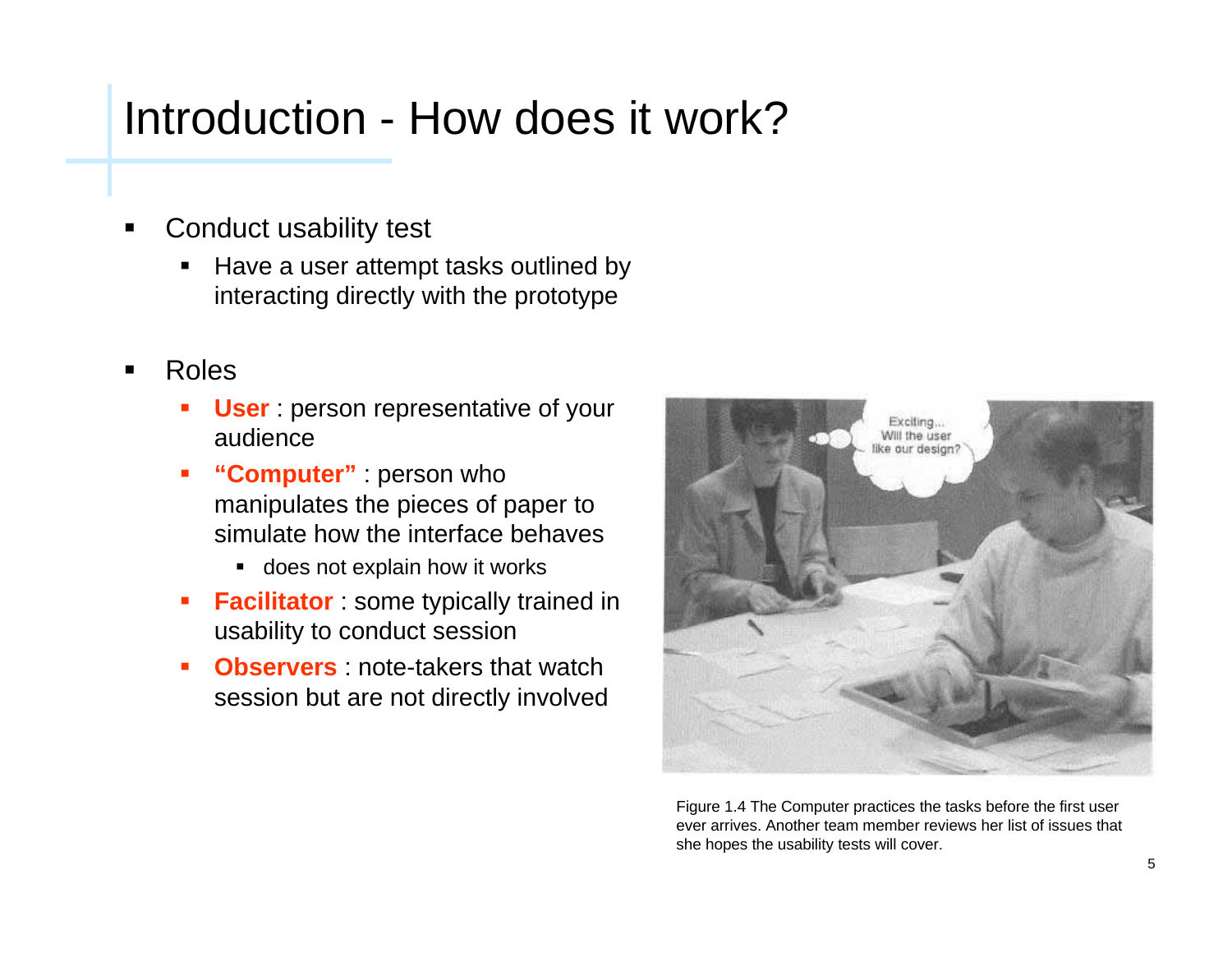# Introduction - How does it work?

- Conduct usability test
  - Have a user attempt tasks outlined by interacting directly with the prototype

- Roles
  - **User** : person representative of your audience
  - **"Computer"** : person who manipulates the pieces of paper to simulate how the interface behaves
    - does not explain how it works
  - **Facilitator** : some typically trained in usability to conduct session
  - **Observers** : note-takers that watch session but are not directly involved

Figure 1.4 The Computer practices the tasks before the first user ever arrives. Another team member reviews her list of issues that she hopes the usability tests will cover.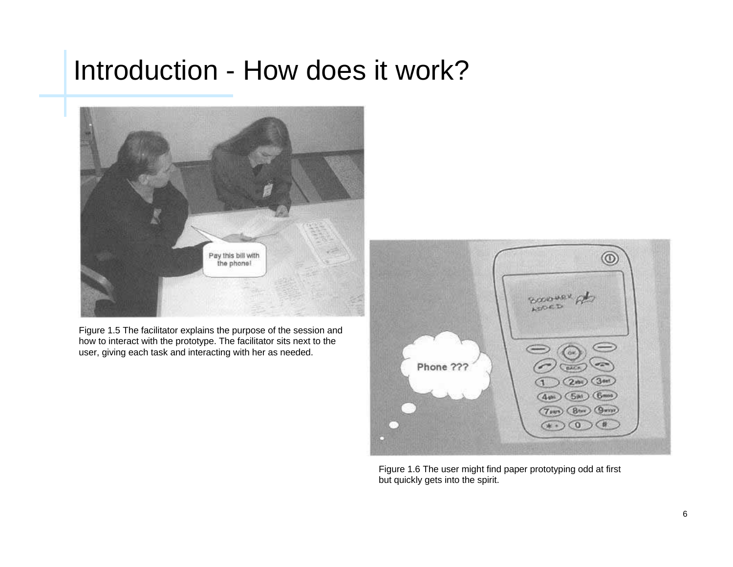# Introduction - How does it work?

Figure 1.5 The facilitator explains the purpose of the session and how to interact with the prototype. The facilitator sits next to the user, giving each task and interacting with her as needed.

Figure 1.6 The user might find paper prototyping odd at first but quickly gets into the spirit.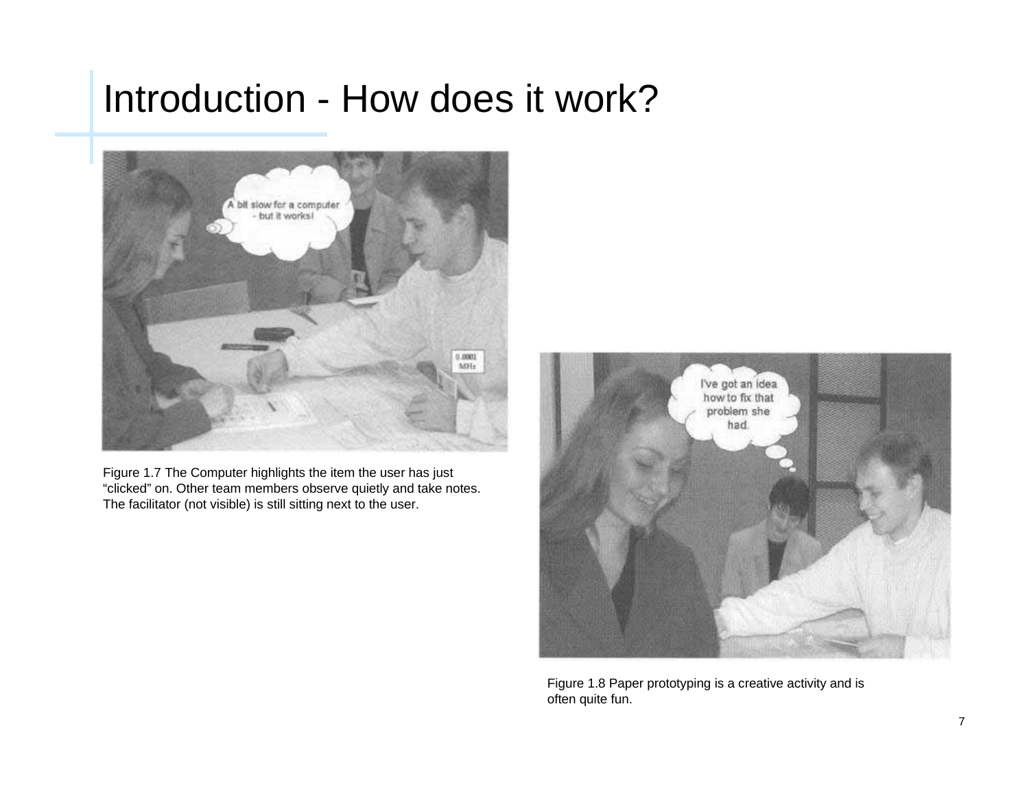# Introduction - How does it work?

Figure 1.7 The Computer highlights the item the user has just “clicked” on. Other team members observe quietly and take notes. The facilitator (not visible) is still sitting next to the user.

Figure 1.8 Paper prototyping is a creative activity and is often quite fun.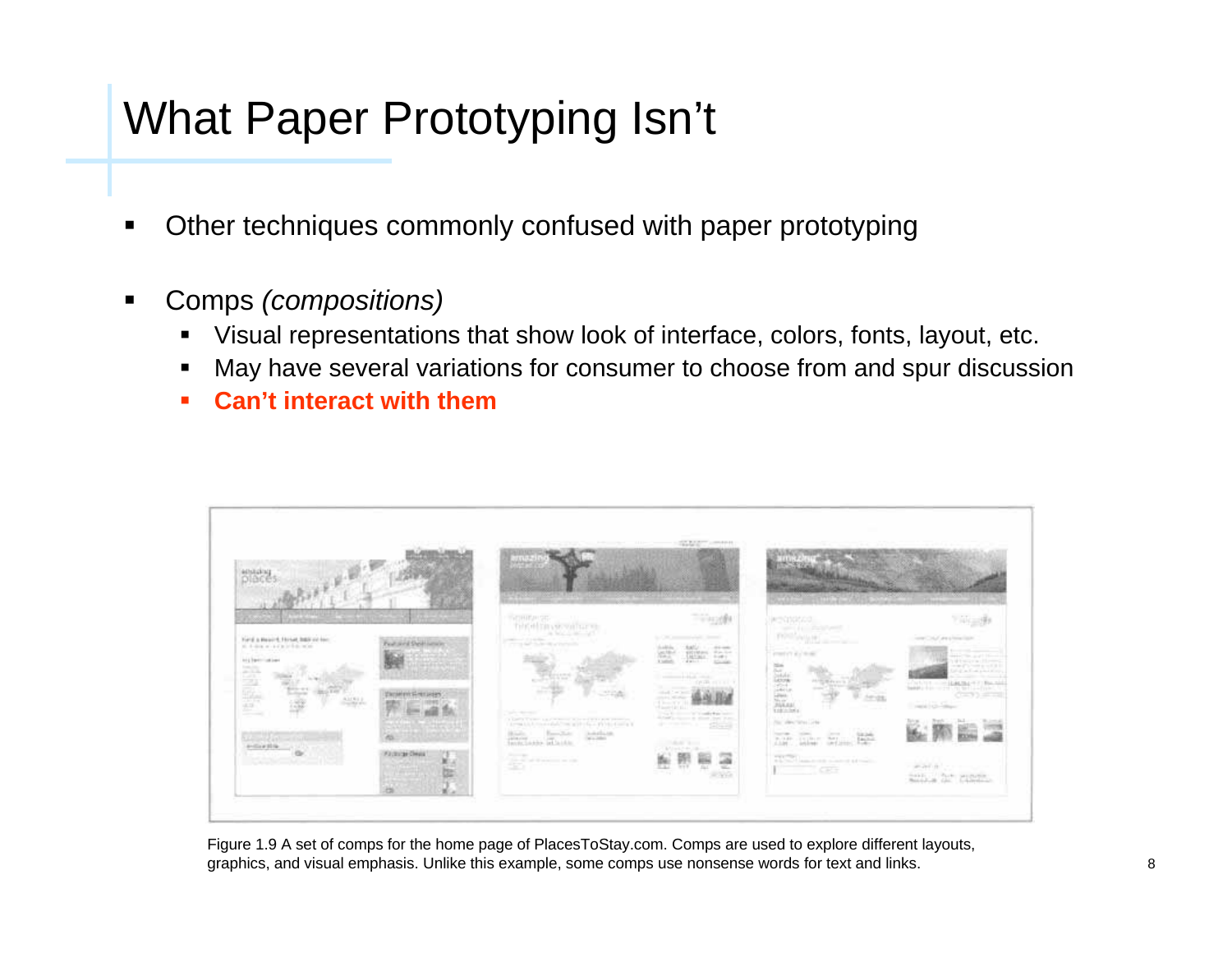# What Paper Prototyping Isn't

- Other techniques commonly confused with paper prototyping

- Comps *(compositions)*
  - Visual representations that show look of interface, colors, fonts, layout, etc.
  - May have several variations for consumer to choose from and spur discussion
  - **Can't interact with them**

Figure 1.9 A set of comps for the home page of PlacesToStay.com. Comps are used to explore different layouts, graphics, and visual emphasis. Unlike this example, some comps use nonsense words for text and links.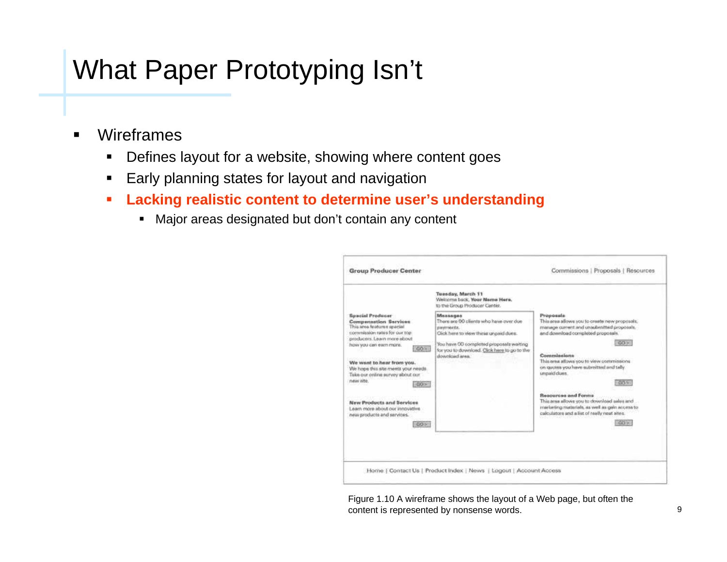# What Paper Prototyping Isn't

- Wireframes
  - Defines layout for a website, showing where content goes
  - Early planning states for layout and navigation
  - **Lacking realistic content to determine user's understanding**
    - Major areas designated but don't contain any content

Figure 1.10 A wireframe shows the layout of a Web page, but often the content is represented by nonsense words.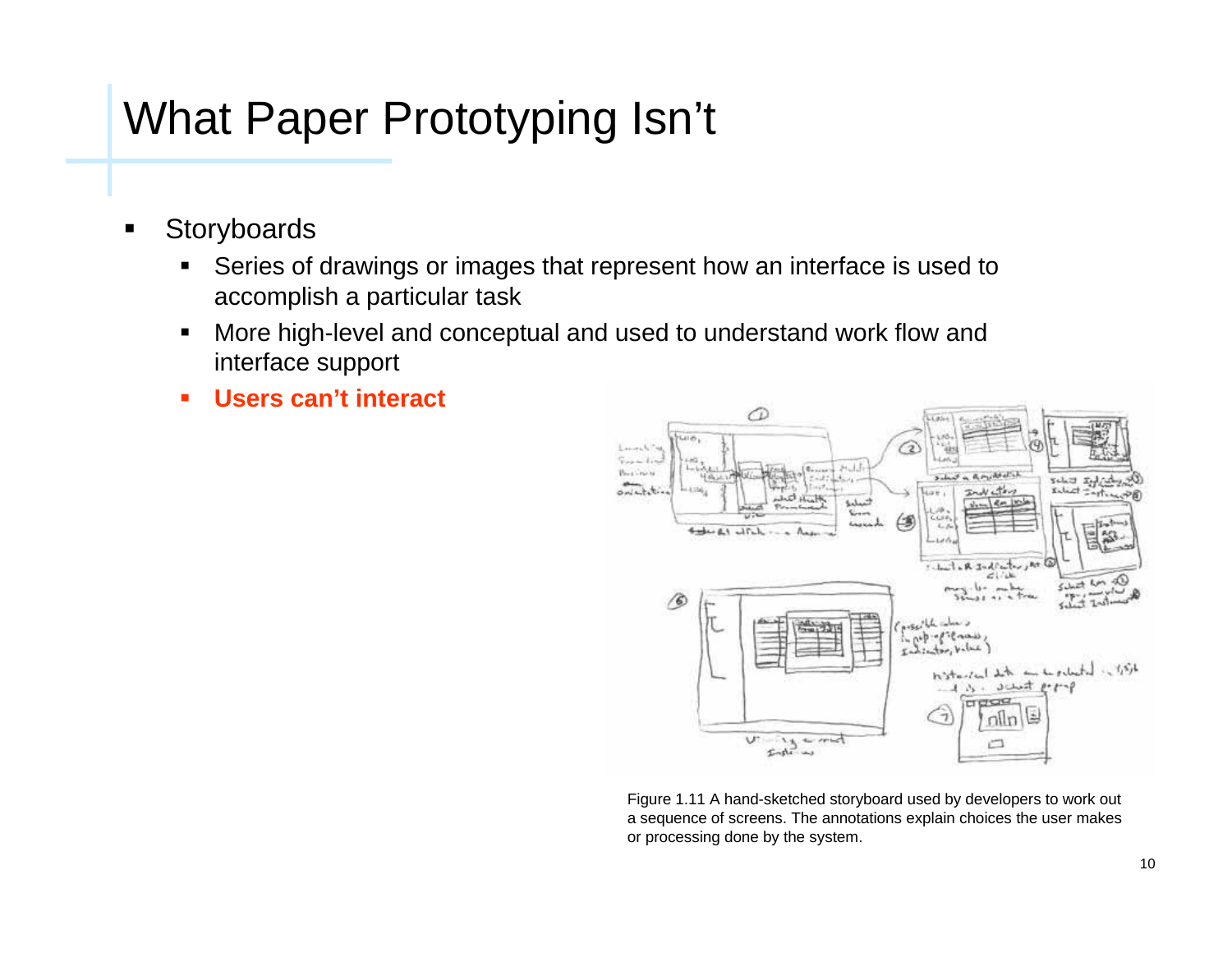# What Paper Prototyping Isn't

- Storyboards
  - Series of drawings or images that represent how an interface is used to accomplish a particular task
  - More high-level and conceptual and used to understand work flow and interface support
  - **Users can't interact**

Figure 1.11 A hand-sketched storyboard used by developers to work out a sequence of screens. The annotations explain choices the user makes or processing done by the system.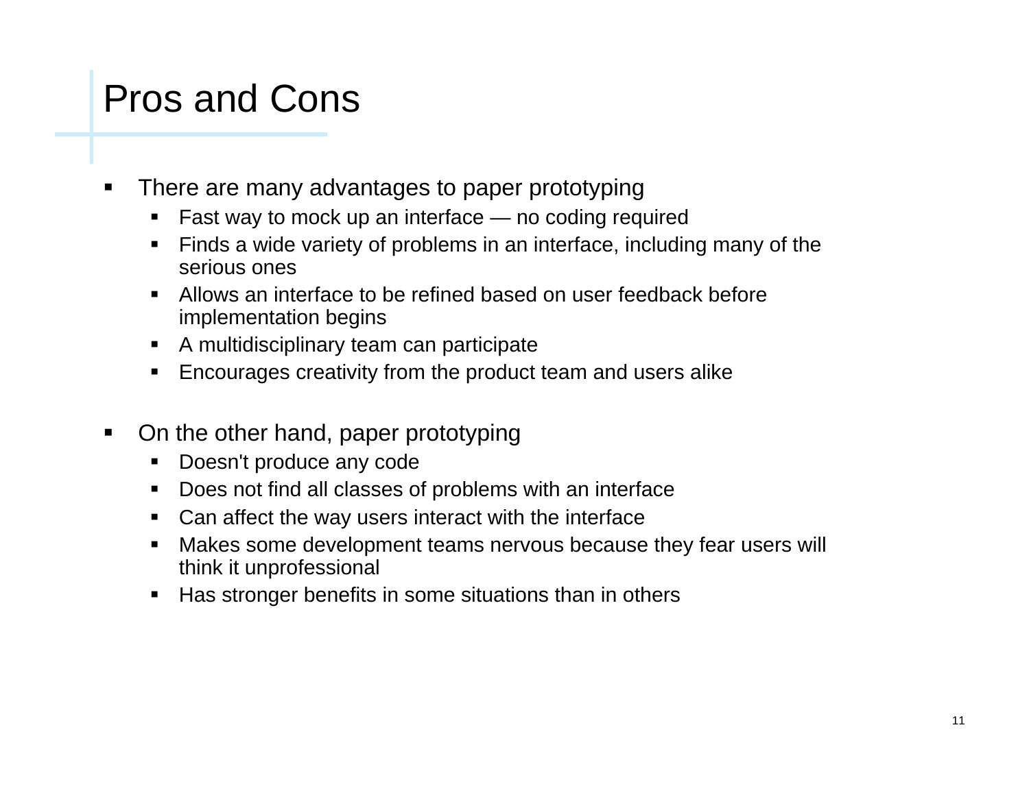# Pros and Cons

- There are many advantages to paper prototyping
  - Fast way to mock up an interface — no coding required
  - Finds a wide variety of problems in an interface, including many of the serious ones
  - Allows an interface to be refined based on user feedback before implementation begins
  - A multidisciplinary team can participate
  - Encourages creativity from the product team and users alike

- On the other hand, paper prototyping
  - Doesn't produce any code
  - Does not find all classes of problems with an interface
  - Can affect the way users interact with the interface
  - Makes some development teams nervous because they fear users will think it unprofessional
  - Has stronger benefits in some situations than in others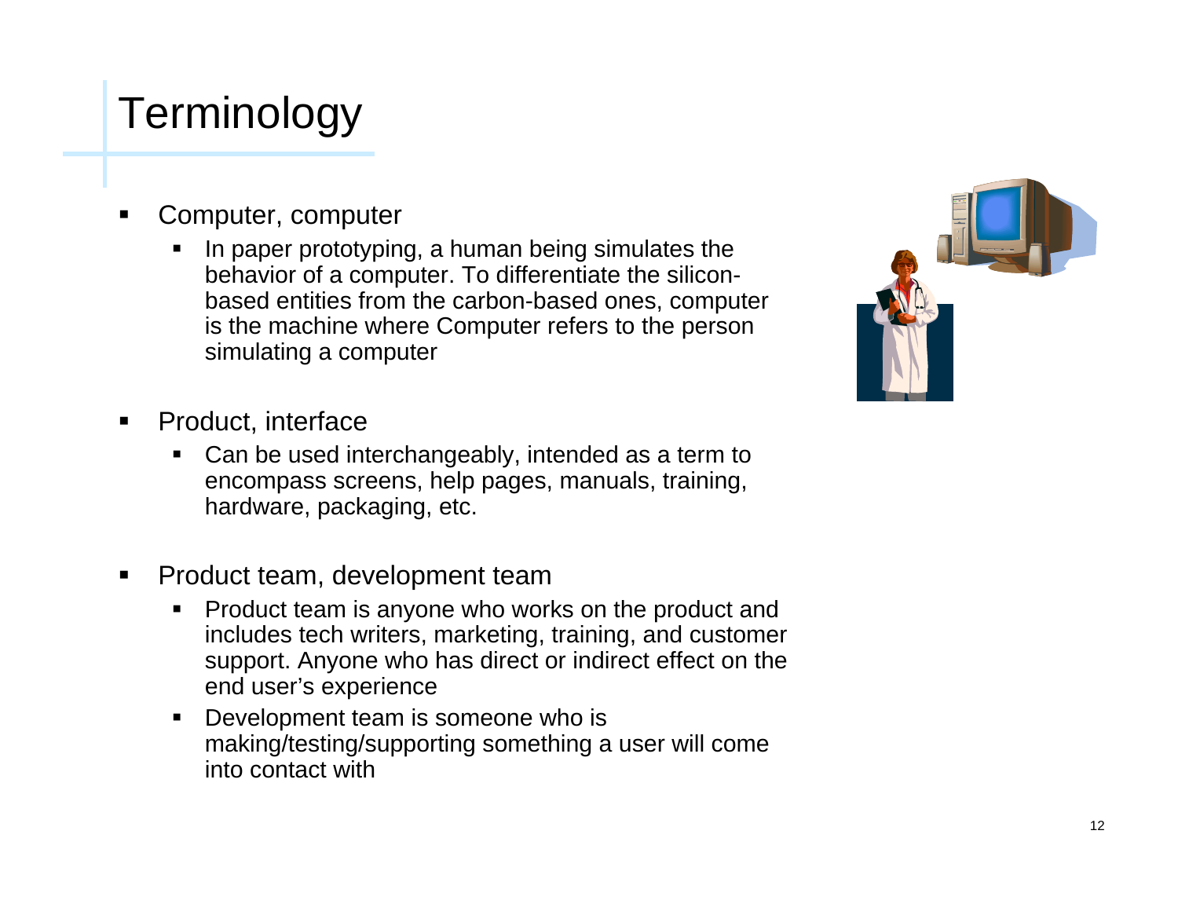# Terminology

- Computer, computer
  - In paper prototyping, a human being simulates the behavior of a computer. To differentiate the silicon-based entities from the carbon-based ones, computer is the machine where Computer refers to the person simulating a computer
- Product, interface
  - Can be used interchangeably, intended as a term to encompass screens, help pages, manuals, training, hardware, packaging, etc.
- Product team, development team
  - Product team is anyone who works on the product and includes tech writers, marketing, training, and customer support. Anyone who has direct or indirect effect on the end user's experience
  - Development team is someone who is making/testing/supporting something a user will come into contact with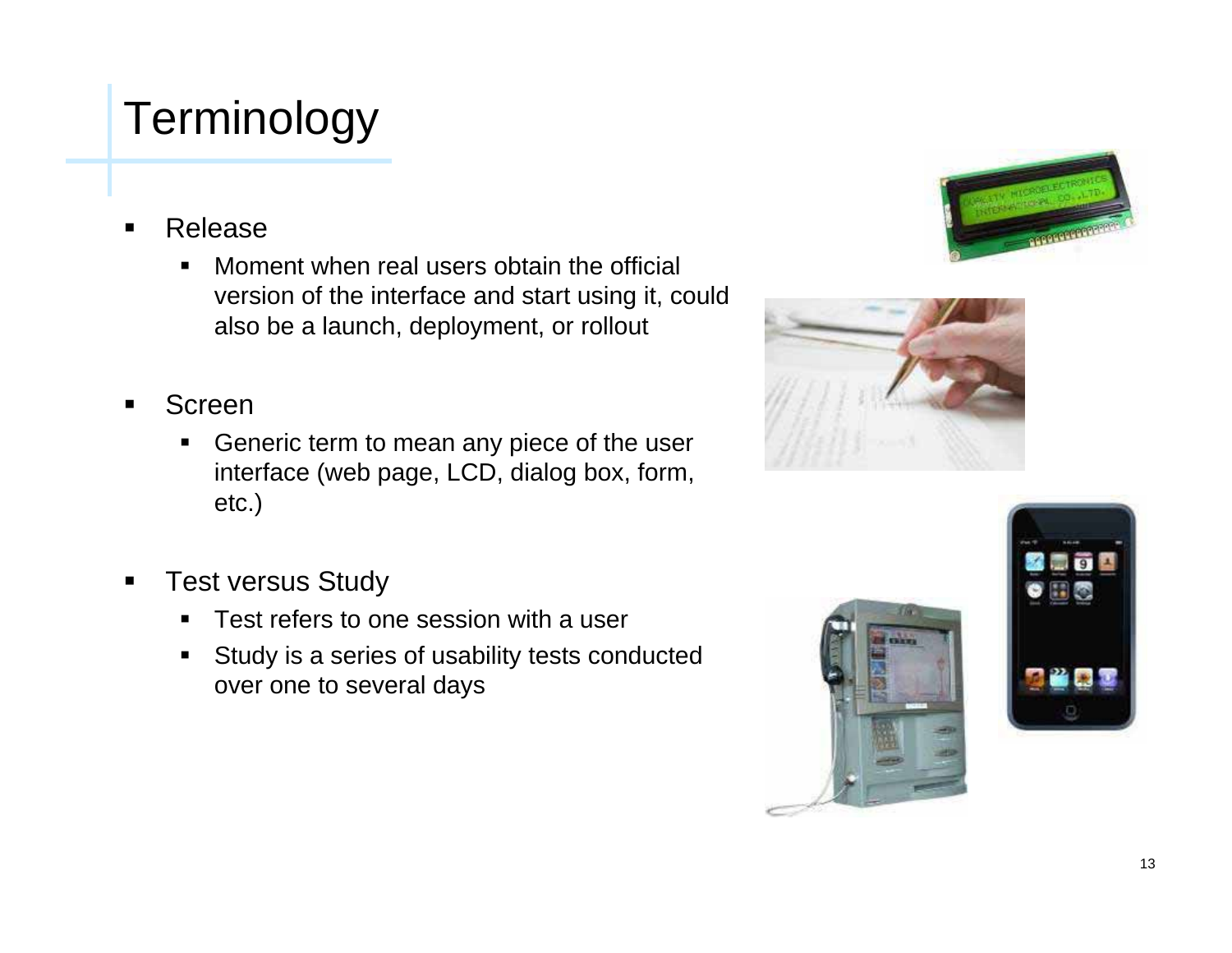# Terminology

- Release
  - Moment when real users obtain the official version of the interface and start using it, could also be a launch, deployment, or rollout
- Screen
  - Generic term to mean any piece of the user interface (web page, LCD, dialog box, form, etc.)
- Test versus Study
  - Test refers to one session with a user
  - Study is a series of usability tests conducted over one to several days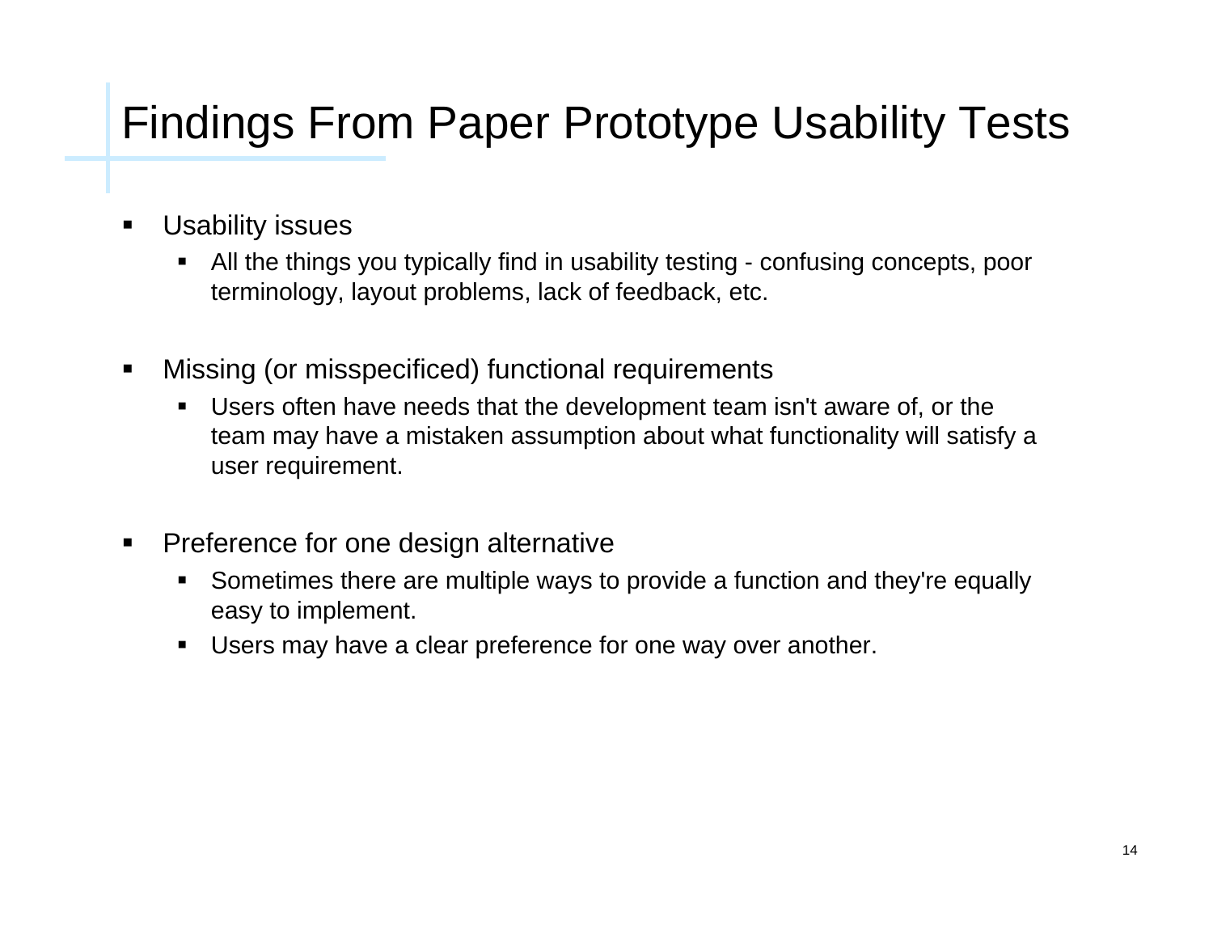# Findings From Paper Prototype Usability Tests

- Usability issues
  - All the things you typically find in usability testing - confusing concepts, poor terminology, layout problems, lack of feedback, etc.
- Missing (or misspecificed) functional requirements
  - Users often have needs that the development team isn't aware of, or the team may have a mistaken assumption about what functionality will satisfy a user requirement.
- Preference for one design alternative
  - Sometimes there are multiple ways to provide a function and they're equally easy to implement.
  - Users may have a clear preference for one way over another.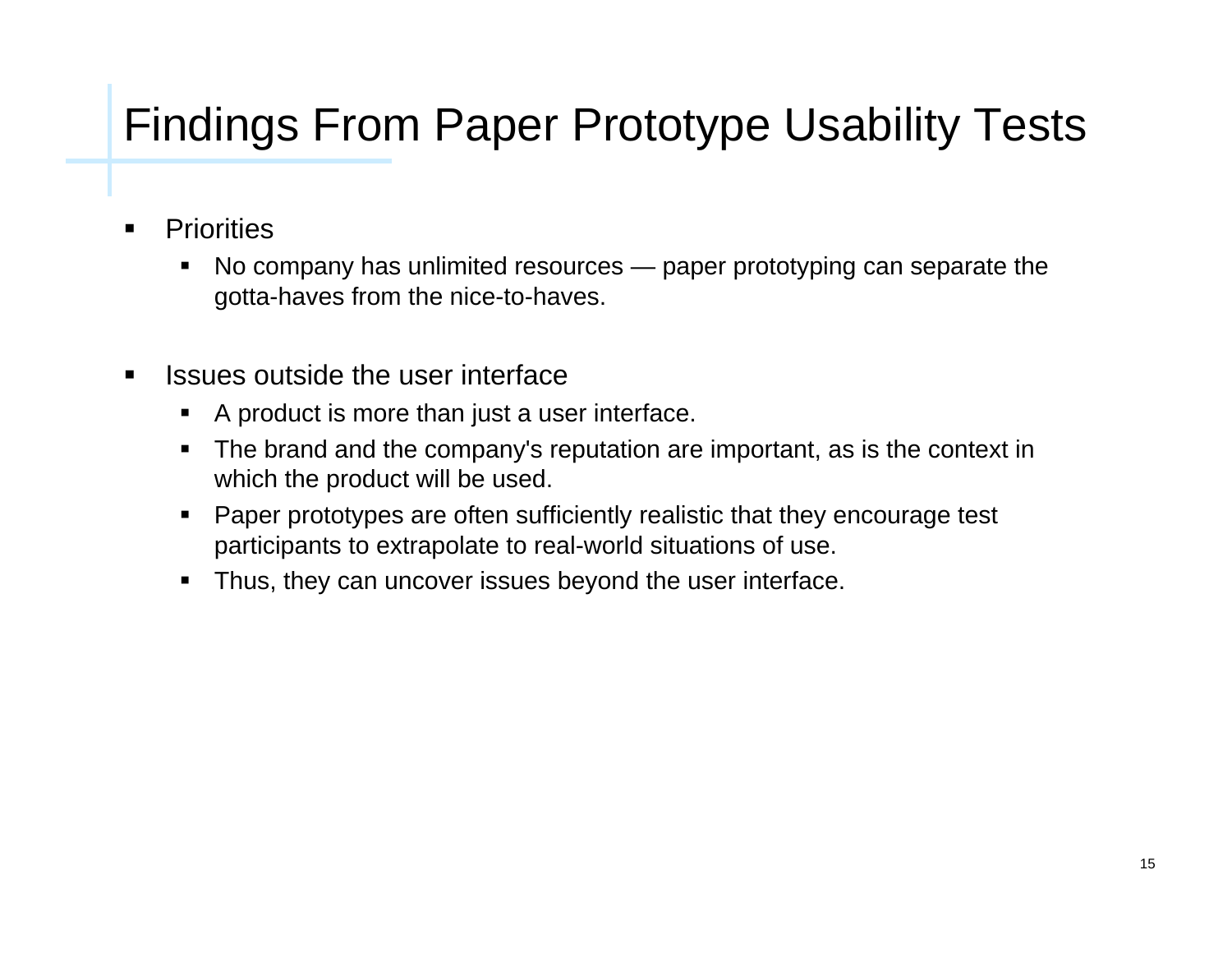# Findings From Paper Prototype Usability Tests

- Priorities
  - No company has unlimited resources — paper prototyping can separate the gotta-haves from the nice-to-haves.

- Issues outside the user interface
  - A product is more than just a user interface.
  - The brand and the company's reputation are important, as is the context in which the product will be used.
  - Paper prototypes are often sufficiently realistic that they encourage test participants to extrapolate to real-world situations of use.
  - Thus, they can uncover issues beyond the user interface.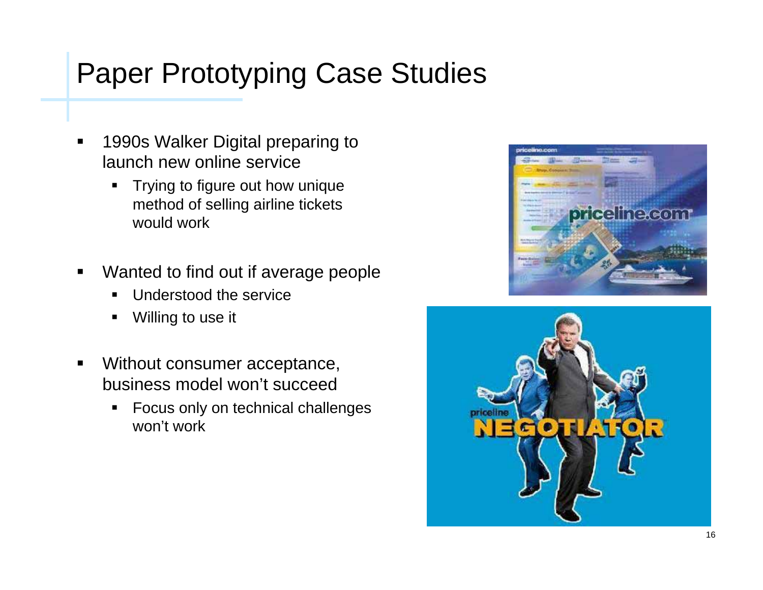# Paper Prototyping Case Studies

- 1990s Walker Digital preparing to launch new online service
  - Trying to figure out how unique method of selling airline tickets would work
- Wanted to find out if average people
  - Understood the service
  - Willing to use it
- Without consumer acceptance, business model won't succeed
  - Focus only on technical challenges won't work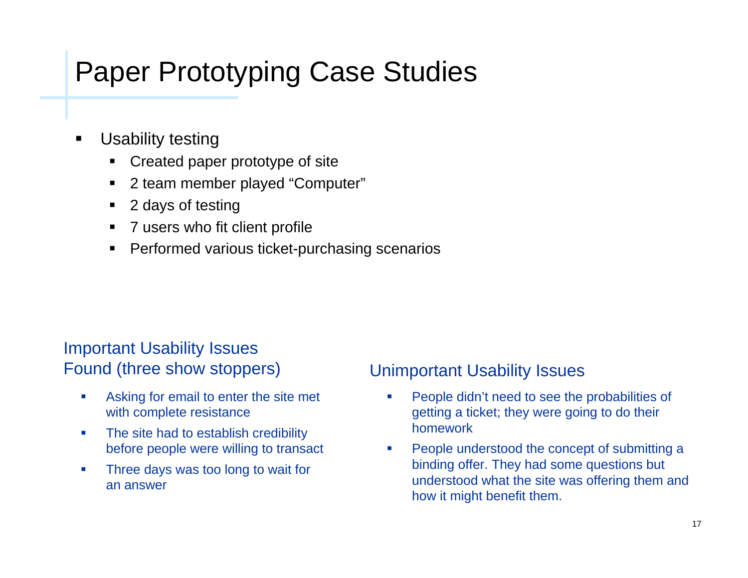# Paper Prototyping Case Studies

- Usability testing
  - Created paper prototype of site
  - 2 team member played “Computer”
  - 2 days of testing
  - 7 users who fit client profile
  - Performed various ticket-purchasing scenarios

## Important Usability Issues Found (three show stoppers)

- Asking for email to enter the site met with complete resistance
- The site had to establish credibility before people were willing to transact
- Three days was too long to wait for an answer

## Unimportant Usability Issues

- People didn’t need to see the probabilities of getting a ticket; they were going to do their homework
- People understood the concept of submitting a binding offer. They had some questions but understood what the site was offering them and how it might benefit them.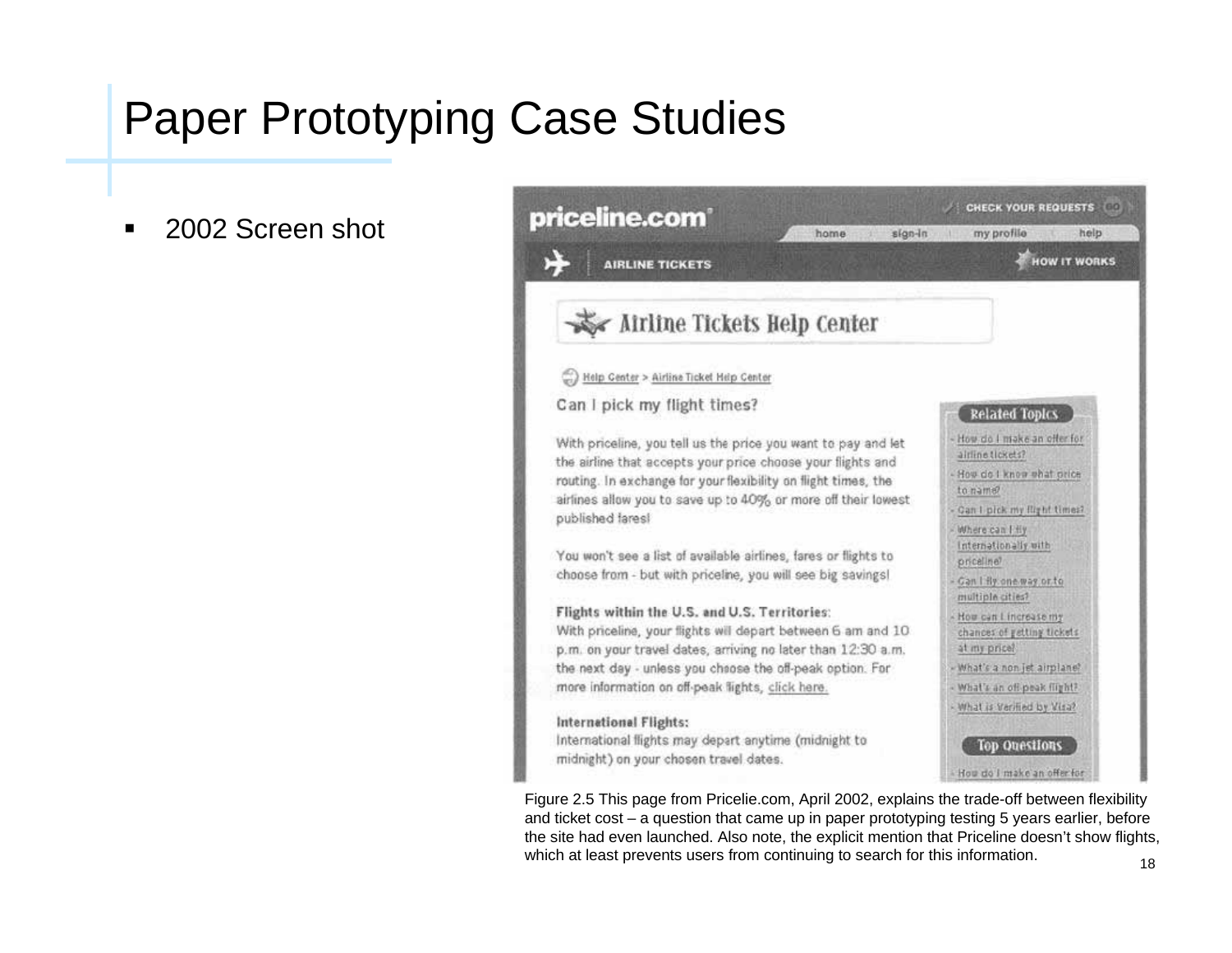# Paper Prototyping Case Studies

- 2002 Screen shot

priceline.com

CHECK YOUR REQUESTS

home | sign-in | my profile | help

AIRLINE TICKETS

HOW IT WORKS

Airline Tickets Help Center

Help Center > Airline Ticket Help Center

Can I pick my flight times?

With priceline, you tell us the price you want to pay and let the airline that accepts your price choose your flights and routing. In exchange for your flexibility on flight times, the airlines allow you to save up to 40% or more off their lowest published fares!

You won't see a list of available airlines, fares or flights to choose from - but with priceline, you will see big savings!

**Flights within the U.S. and U.S. Territories:**
With priceline, your flights will depart between 6 am and 10 p.m. on your travel dates, arriving no later than 12:30 a.m. the next day - unless you choose the off-peak option. For more information on off-peak flights, click here.

**International Flights:**
International flights may depart anytime (midnight to midnight) on your chosen travel dates.

Related Topics

- How do I make an offer for airline tickets?
- How do I know what price to name?
- Can I pick my flight times?
- Where can I fly internationally with priceline?
- Can I fly one way or to multiple cities?
- How can I increase my chances of getting tickets at my price?
- What's a non jet airplane?
- What's an off peak flight?
- What is Verified by Visa?

Top Questions

- How do I make an offer for

Figure 2.5 This page from Pricelie.com, April 2002, explains the trade-off between flexibility and ticket cost – a question that came up in paper prototyping testing 5 years earlier, before the site had even launched. Also note, the explicit mention that Priceline doesn't show flights, which at least prevents users from continuing to search for this information.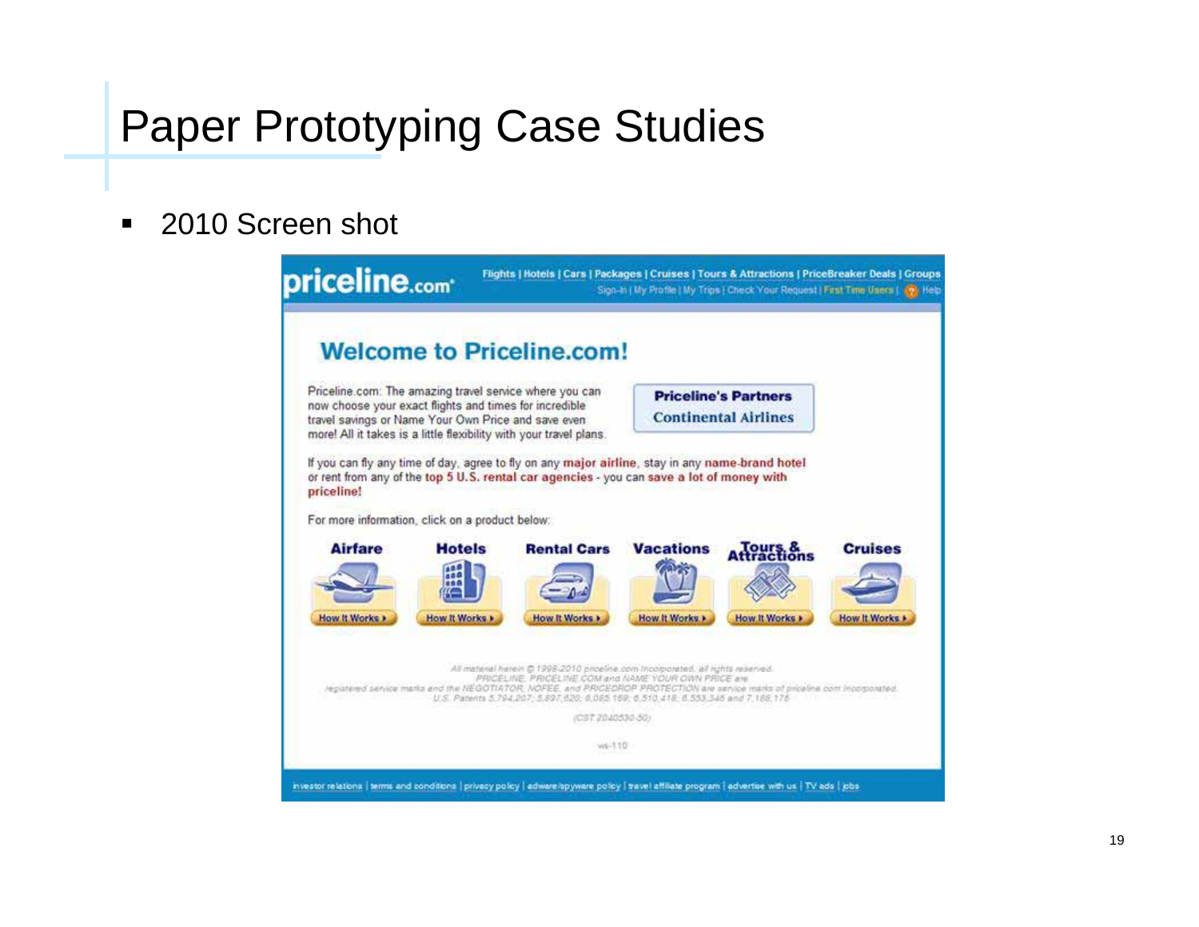# Paper Prototyping Case Studies

- 2010 Screen shot

priceline.com

Flights | Hotels | Cars | Packages | Cruises | Tours & Attractions | PriceBreaker Deals | Groups

Sign-In | My Profile | My Trips | Check Your Request | First Time Users | Help

## Welcome to Priceline.com!

Priceline.com: The amazing travel service where you can now choose your exact flights and times for incredible travel savings or Name Your Own Price and save even more! All it takes is a little flexibility with your travel plans.

**Priceline's Partners**
**Continental Airlines**

If you can fly any time of day, agree to fly on any **major airline**, stay in any **name-brand hotel** or rent from any of the **top 5 U.S. rental car agencies** - you can **save a lot of money with priceline!**

For more information, click on a product below:

**Airfare** | **Hotels** | **Rental Cars** | **Vacations** | **Tours & Attractions** | **Cruises**

How It Works ▸ | How It Works ▸ | How It Works ▸ | How It Works ▸ | How It Works ▸ | How It Works ▸

All material herein © 1998-2010 priceline.com Incorporated, all rights reserved.
PRICELINE, PRICELINE.COM and NAME YOUR OWN PRICE are registered service marks and the NEGOTIATOR, NOFEE, and PRICEDROP PROTECTION are service marks of priceline.com Incorporated.
U.S. Patents 5,794,207; 5,897,620; 6,085,169; 6,510,418; 6,553,346 and 7,188,176

(CST 2040530-50)

ws-110

investor relations | terms and conditions | privacy policy | adware/spyware policy | travel affiliate program | advertise with us | TV ads | jobs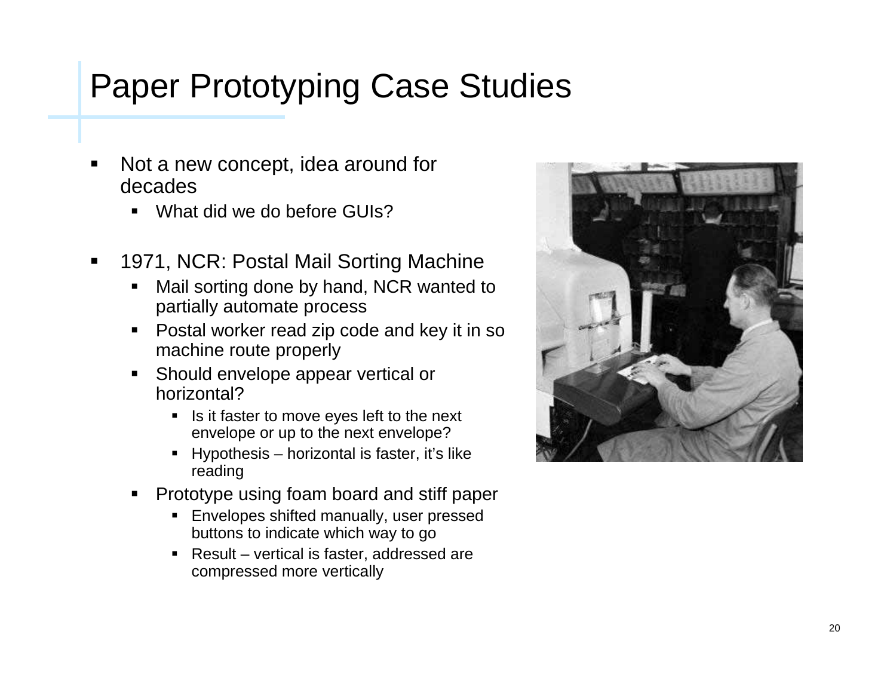# Paper Prototyping Case Studies

- Not a new concept, idea around for decades
  - What did we do before GUIs?
- 1971, NCR: Postal Mail Sorting Machine
  - Mail sorting done by hand, NCR wanted to partially automate process
  - Postal worker read zip code and key it in so machine route properly
  - Should envelope appear vertical or horizontal?
    - Is it faster to move eyes left to the next envelope or up to the next envelope?
    - Hypothesis – horizontal is faster, it's like reading
  - Prototype using foam board and stiff paper
    - Envelopes shifted manually, user pressed buttons to indicate which way to go
    - Result – vertical is faster, addressed are compressed more vertically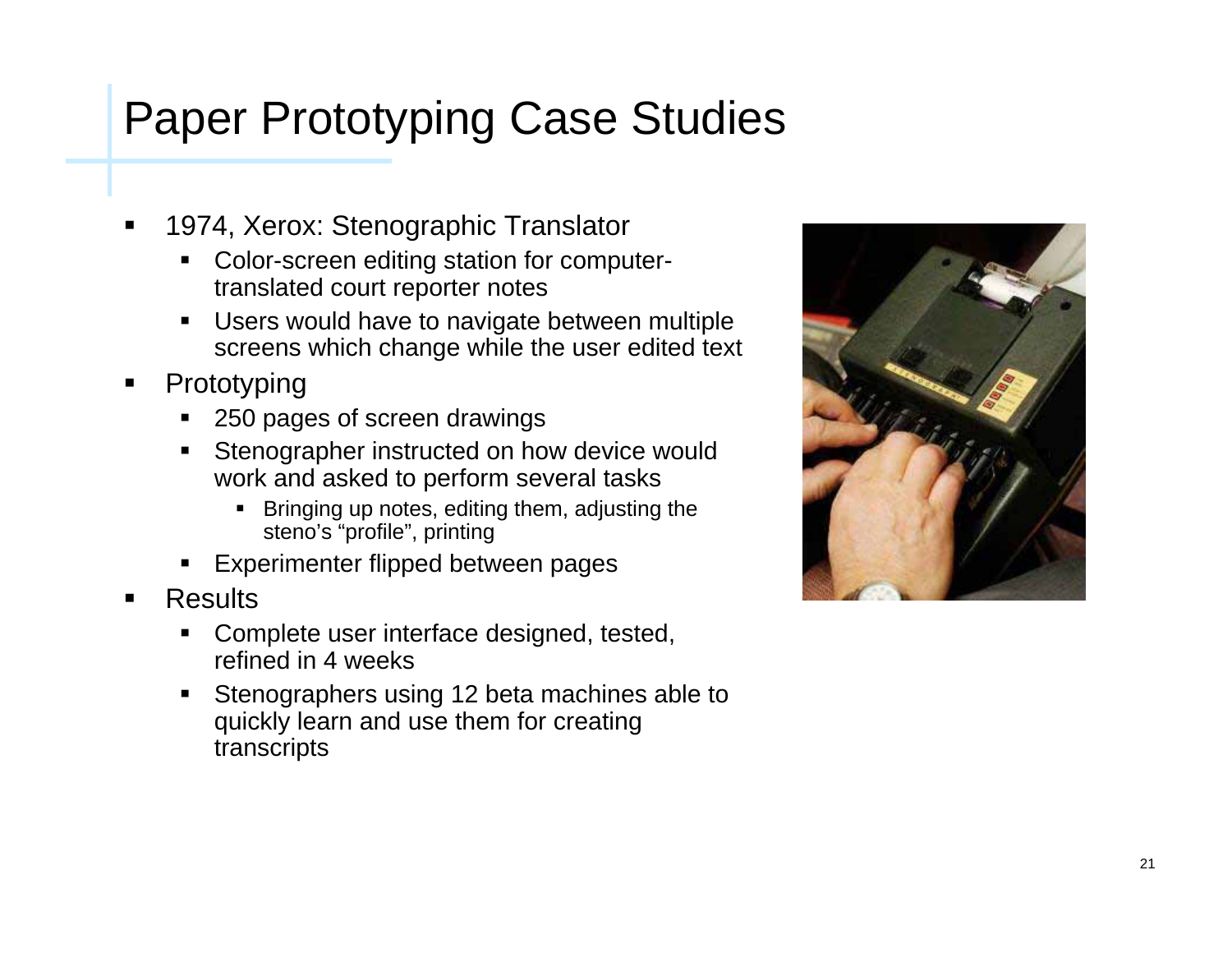# Paper Prototyping Case Studies

- 1974, Xerox: Stenographic Translator
  - Color-screen editing station for computer-translated court reporter notes
  - Users would have to navigate between multiple screens which change while the user edited text
- Prototyping
  - 250 pages of screen drawings
  - Stenographer instructed on how device would work and asked to perform several tasks
    - Bringing up notes, editing them, adjusting the steno's "profile", printing
  - Experimenter flipped between pages
- Results
  - Complete user interface designed, tested, refined in 4 weeks
  - Stenographers using 12 beta machines able to quickly learn and use them for creating transcripts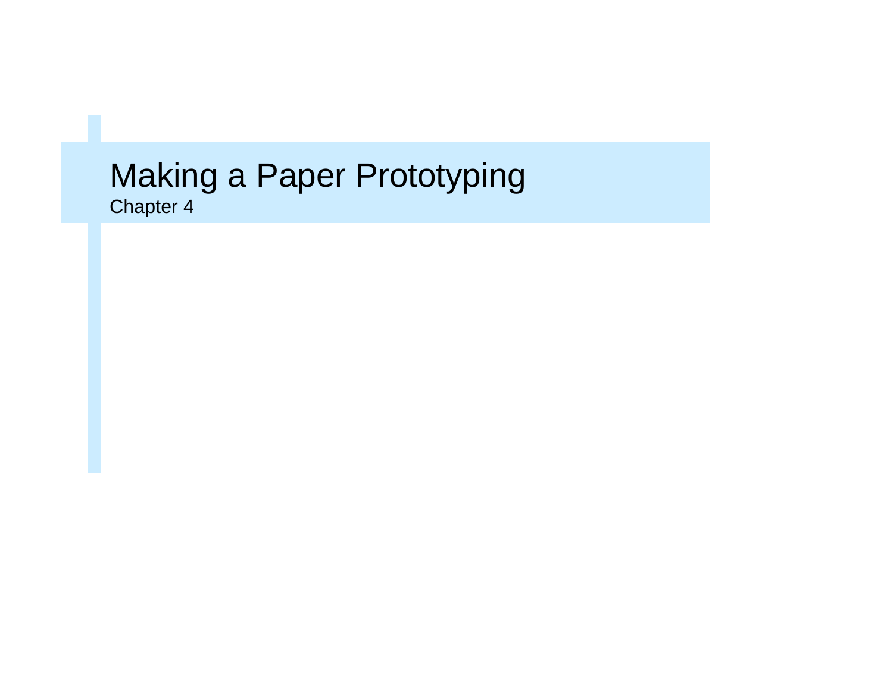# Making a Paper Prototyping

Chapter 4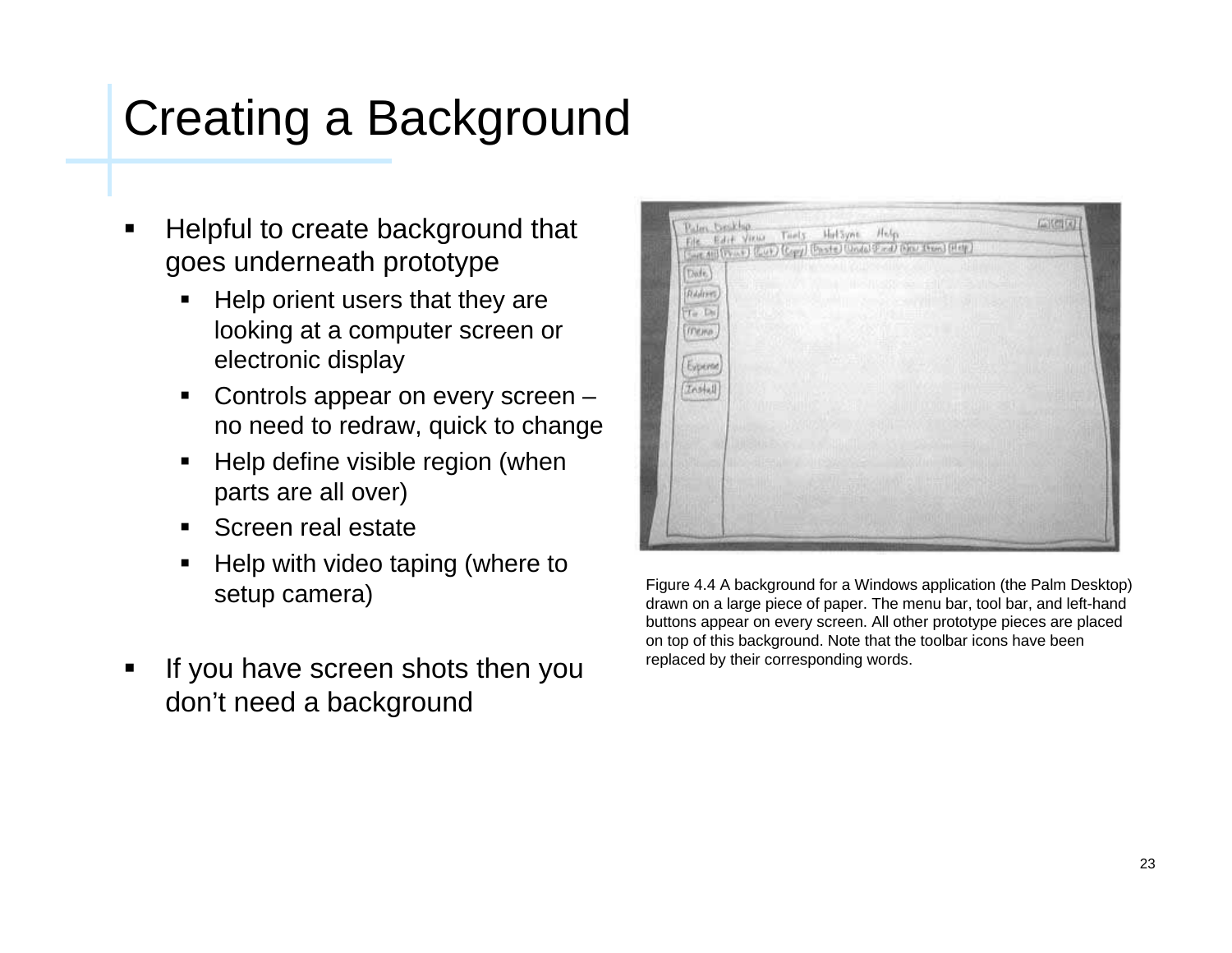# Creating a Background

- Helpful to create background that goes underneath prototype
  - Help orient users that they are looking at a computer screen or electronic display
  - Controls appear on every screen – no need to redraw, quick to change
  - Help define visible region (when parts are all over)
  - Screen real estate
  - Help with video taping (where to setup camera)
- If you have screen shots then you don't need a background

Figure 4.4 A background for a Windows application (the Palm Desktop) drawn on a large piece of paper. The menu bar, tool bar, and left-hand buttons appear on every screen. All other prototype pieces are placed on top of this background. Note that the toolbar icons have been replaced by their corresponding words.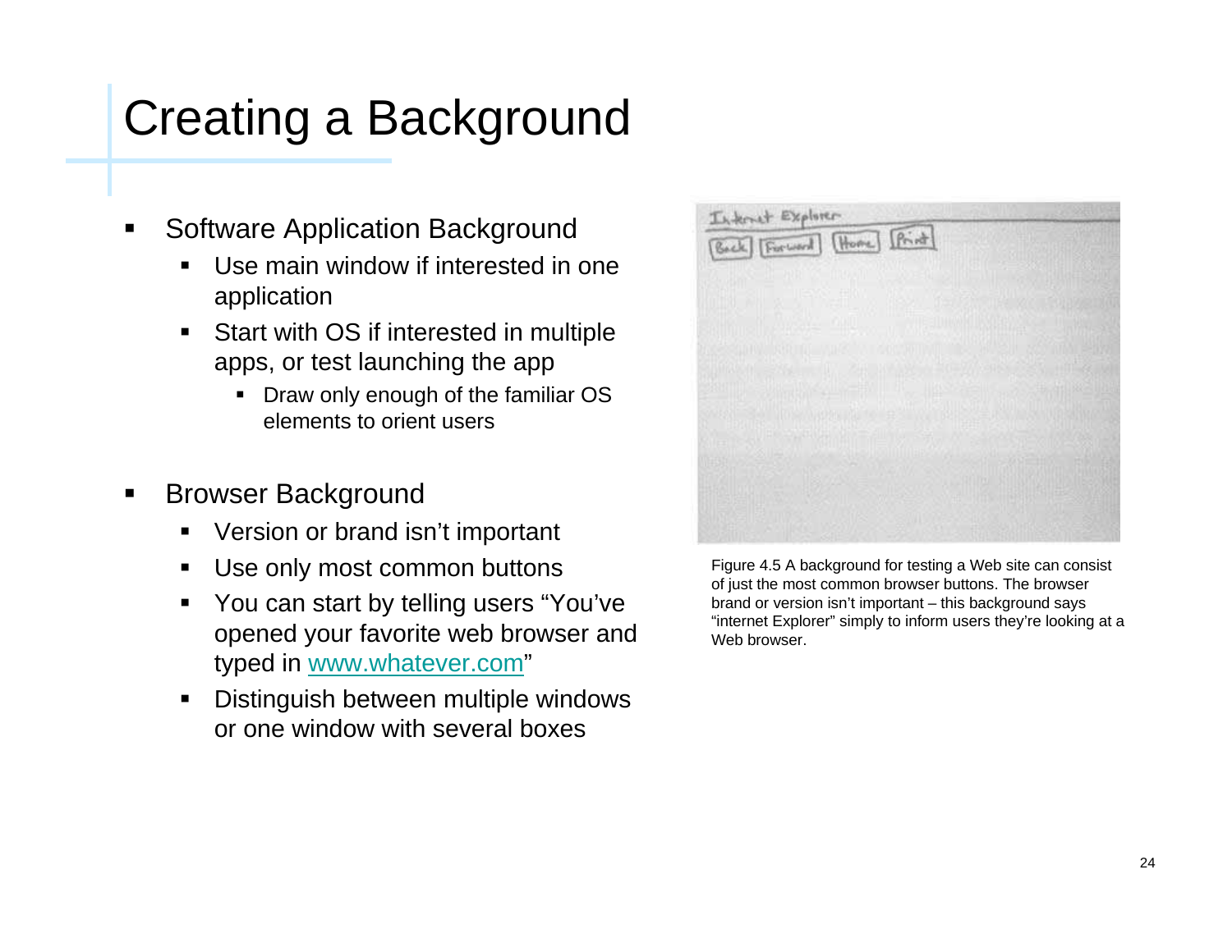# Creating a Background

- Software Application Background
  - Use main window if interested in one application
  - Start with OS if interested in multiple apps, or test launching the app
    - Draw only enough of the familiar OS elements to orient users
- Browser Background
  - Version or brand isn't important
  - Use only most common buttons
  - You can start by telling users "You've opened your favorite web browser and typed in www.whatever.com"
  - Distinguish between multiple windows or one window with several boxes

Figure 4.5 A background for testing a Web site can consist of just the most common browser buttons. The browser brand or version isn't important – this background says "internet Explorer" simply to inform users they're looking at a Web browser.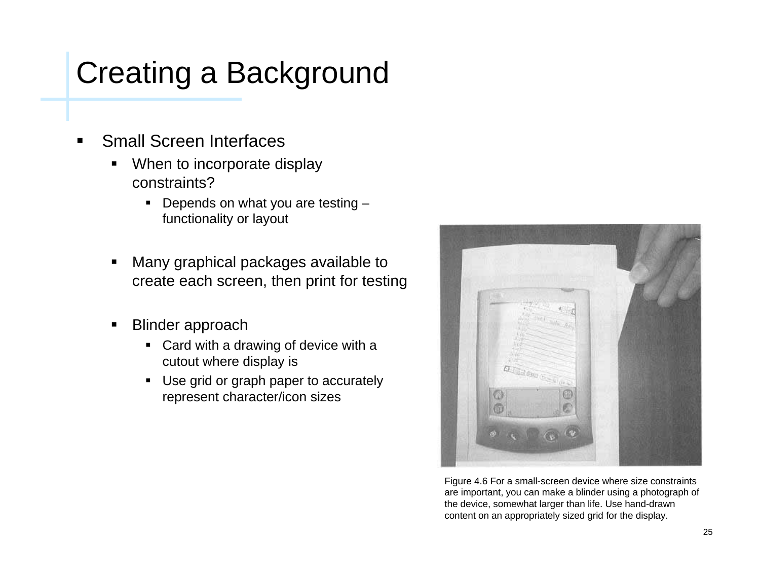# Creating a Background

- Small Screen Interfaces
  - When to incorporate display constraints?
    - Depends on what you are testing – functionality or layout
  - Many graphical packages available to create each screen, then print for testing
  - Blinder approach
    - Card with a drawing of device with a cutout where display is
    - Use grid or graph paper to accurately represent character/icon sizes

Figure 4.6 For a small-screen device where size constraints are important, you can make a blinder using a photograph of the device, somewhat larger than life. Use hand-drawn content on an appropriately sized grid for the display.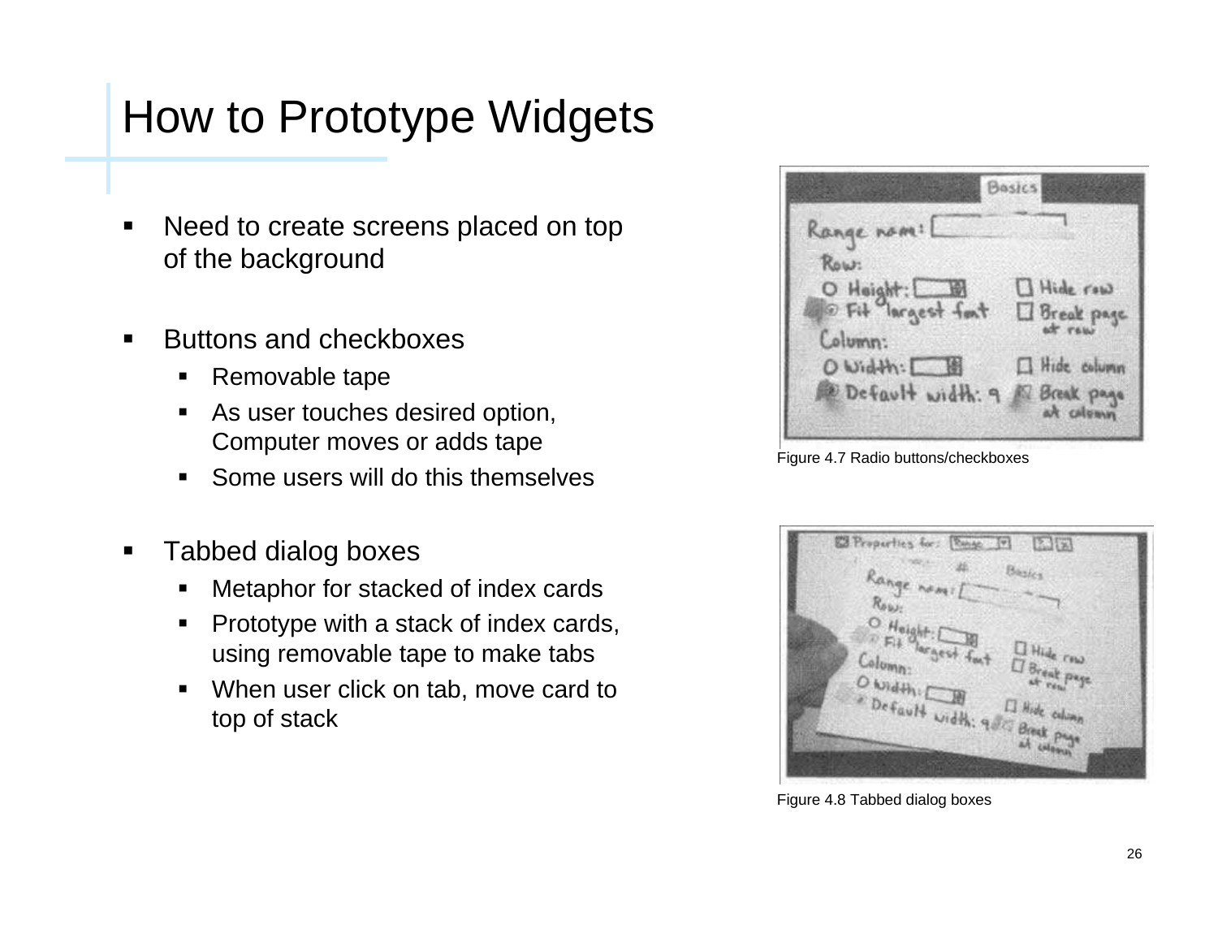# How to Prototype Widgets

- Need to create screens placed on top of the background
- Buttons and checkboxes
  - Removable tape
  - As user touches desired option, Computer moves or adds tape
  - Some users will do this themselves
- Tabbed dialog boxes
  - Metaphor for stacked of index cards
  - Prototype with a stack of index cards, using removable tape to make tabs
  - When user click on tab, move card to top of stack

Figure 4.7 Radio buttons/checkboxes

Figure 4.8 Tabbed dialog boxes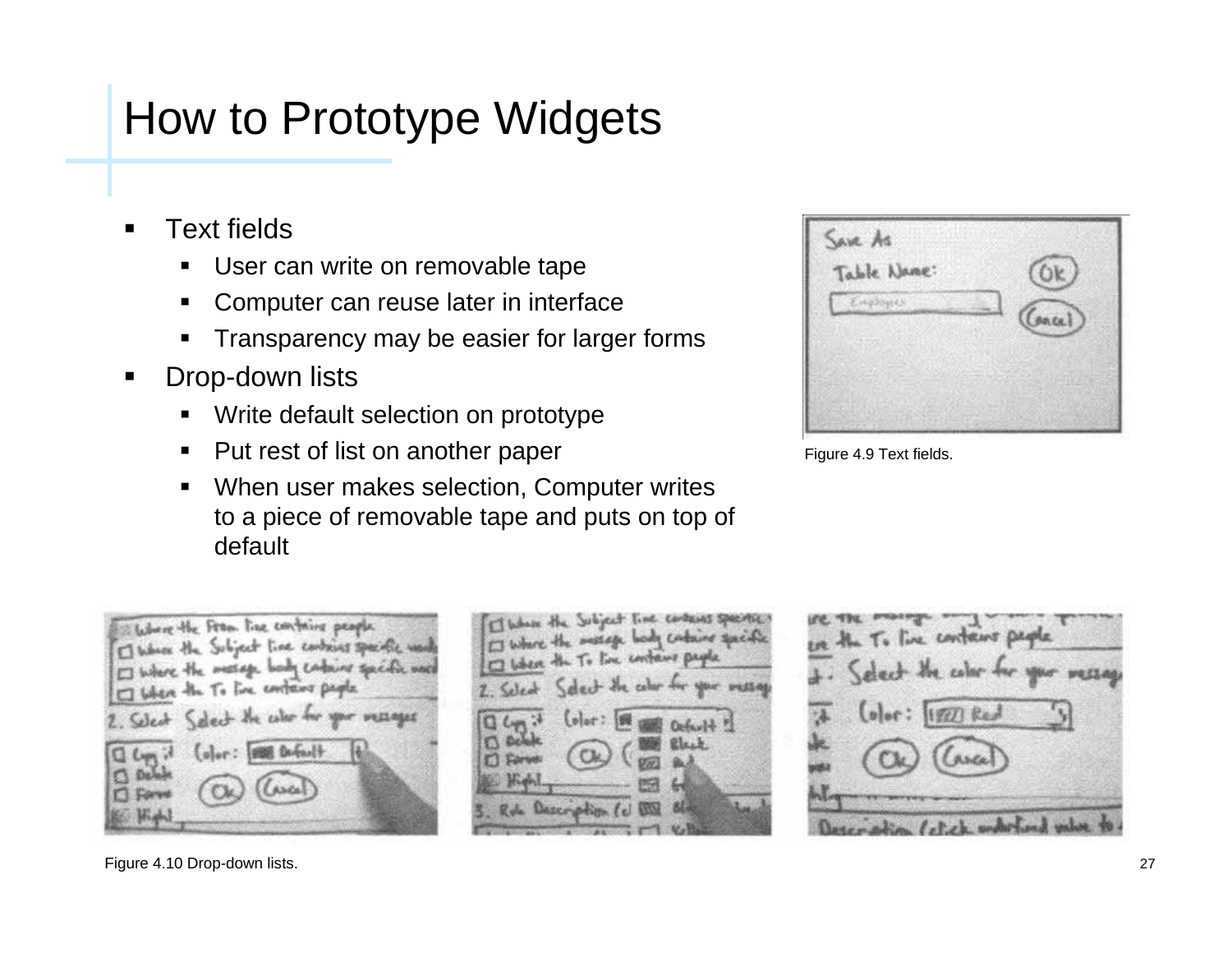# How to Prototype Widgets

- Text fields
  - User can write on removable tape
  - Computer can reuse later in interface
  - Transparency may be easier for larger forms
- Drop-down lists
  - Write default selection on prototype
  - Put rest of list on another paper
  - When user makes selection, Computer writes to a piece of removable tape and puts on top of default

Figure 4.9 Text fields.

Figure 4.10 Drop-down lists.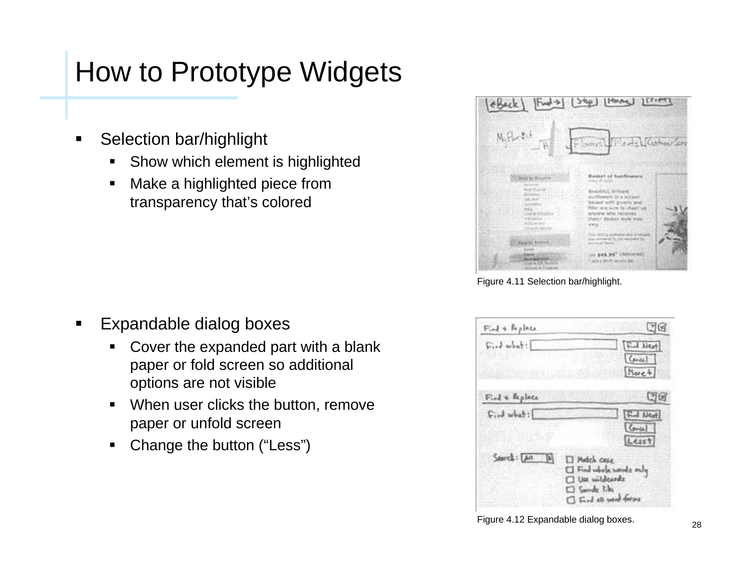# How to Prototype Widgets

- Selection bar/highlight
  - Show which element is highlighted
  - Make a highlighted piece from transparency that's colored

Figure 4.11 Selection bar/highlight.

- Expandable dialog boxes
  - Cover the expanded part with a blank paper or fold screen so additional options are not visible
  - When user clicks the button, remove paper or unfold screen
  - Change the button ("Less")

Figure 4.12 Expandable dialog boxes.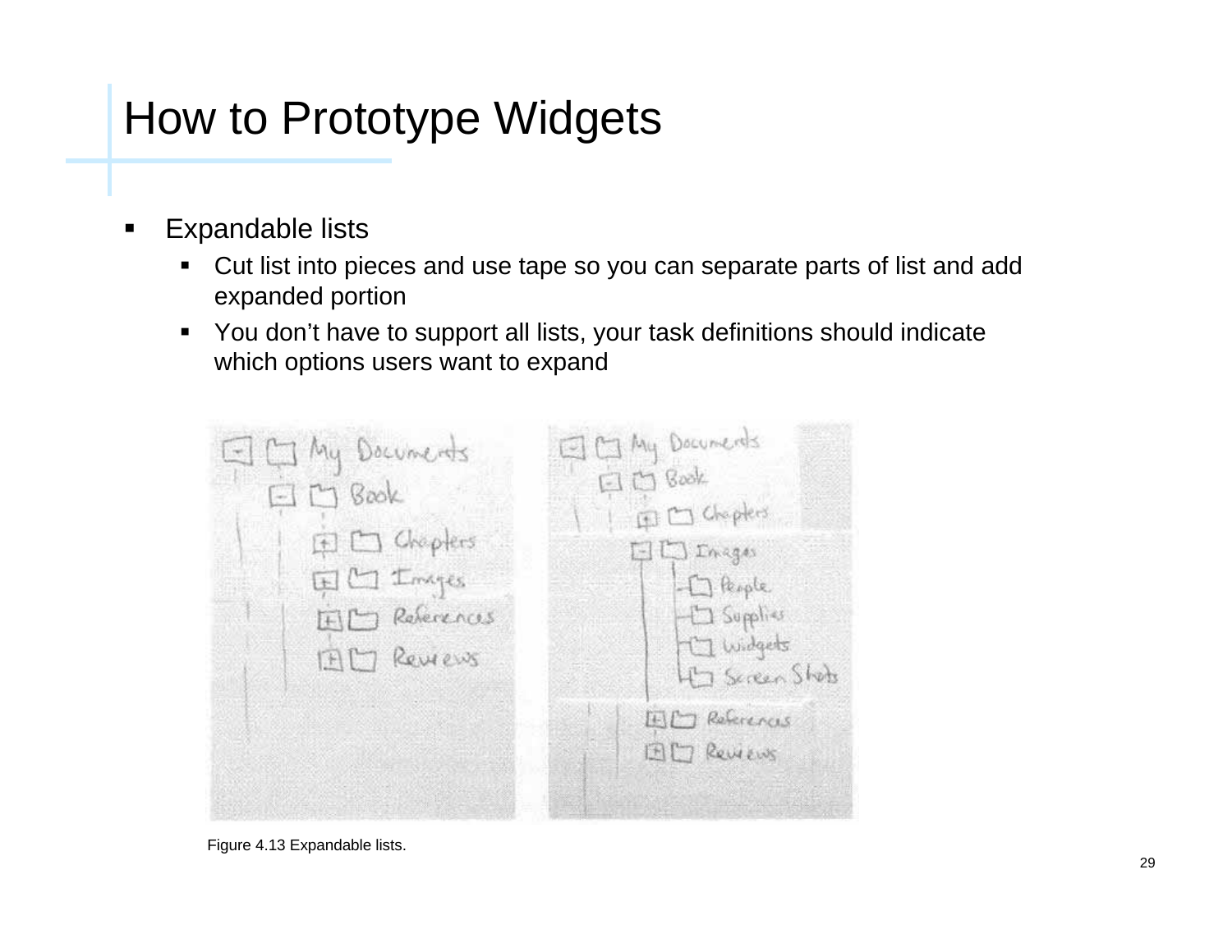# How to Prototype Widgets

- Expandable lists
  - Cut list into pieces and use tape so you can separate parts of list and add expanded portion
  - You don't have to support all lists, your task definitions should indicate which options users want to expand

Figure 4.13 Expandable lists.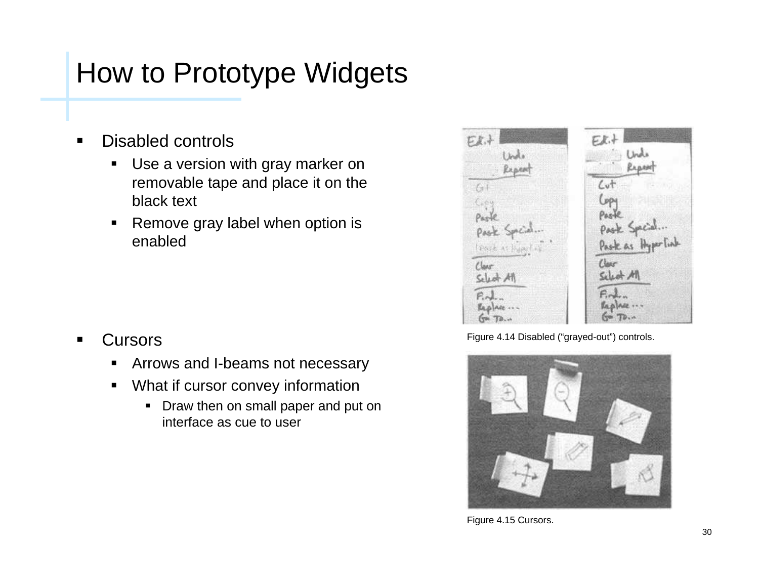# How to Prototype Widgets

- Disabled controls
  - Use a version with gray marker on removable tape and place it on the black text
  - Remove gray label when option is enabled

Figure 4.14 Disabled ("grayed-out") controls.

- Cursors
  - Arrows and I-beams not necessary
  - What if cursor convey information
    - Draw then on small paper and put on interface as cue to user

Figure 4.15 Cursors.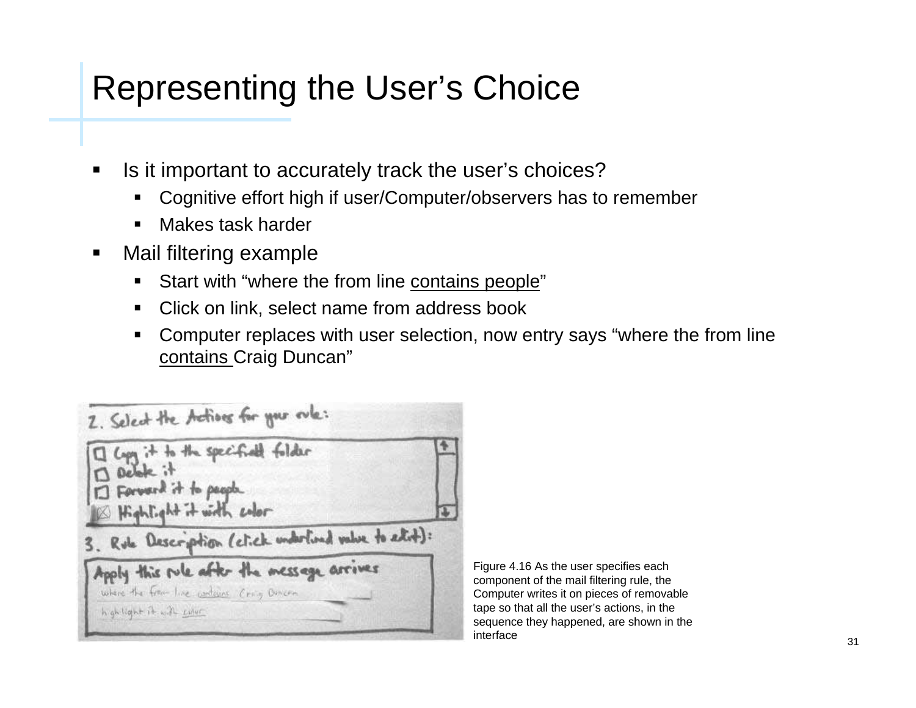# Representing the User's Choice

- Is it important to accurately track the user's choices?
  - Cognitive effort high if user/Computer/observers has to remember
  - Makes task harder
- Mail filtering example
  - Start with "where the from line <u>contains people</u>"
  - Click on link, select name from address book
  - Computer replaces with user selection, now entry says "where the from line <u>contains</u> Craig Duncan"

Figure 4.16 As the user specifies each component of the mail filtering rule, the Computer writes it on pieces of removable tape so that all the user's actions, in the sequence they happened, are shown in the interface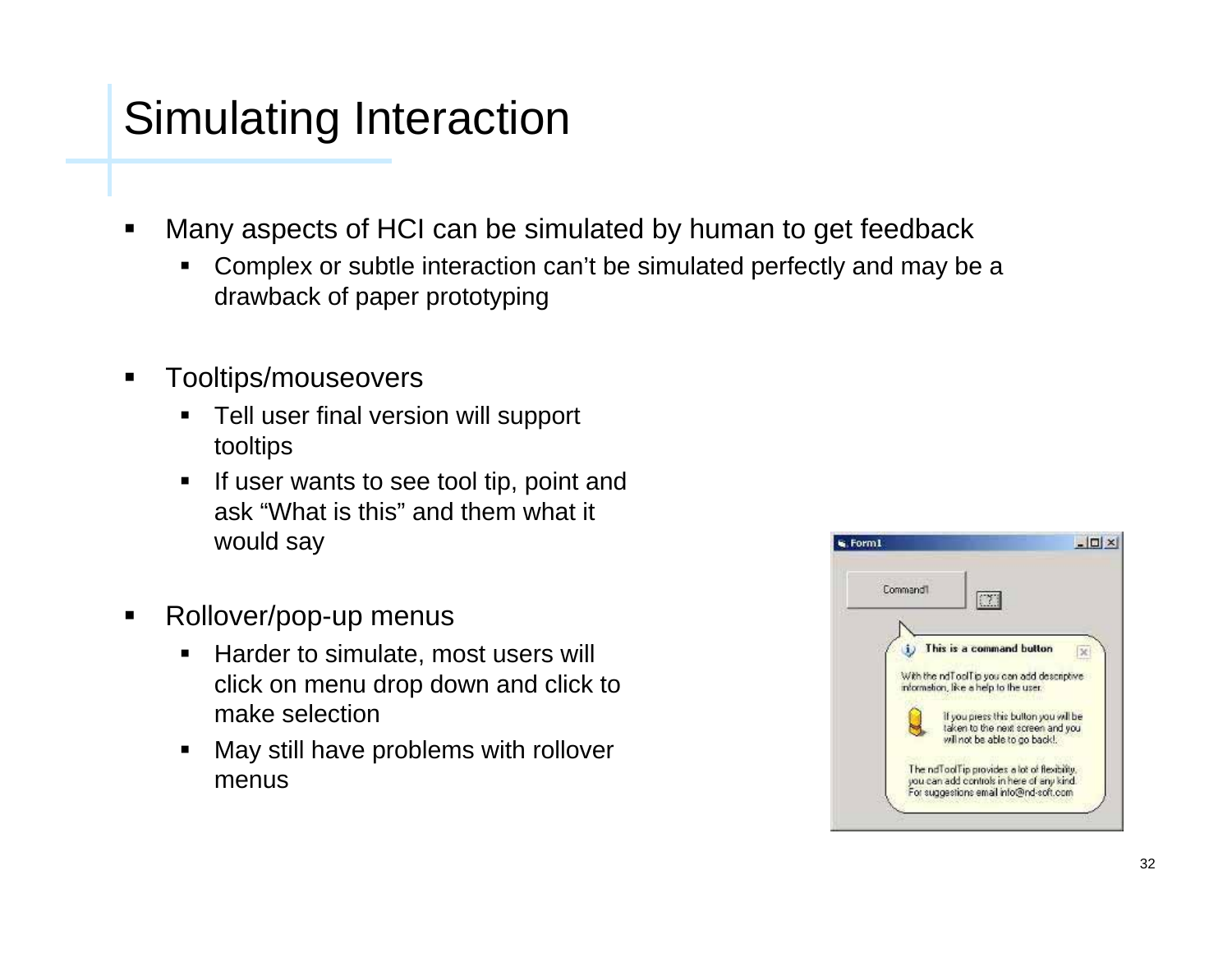# Simulating Interaction

- Many aspects of HCI can be simulated by human to get feedback
  - Complex or subtle interaction can't be simulated perfectly and may be a drawback of paper prototyping
- Tooltips/mouseovers
  - Tell user final version will support tooltips
  - If user wants to see tool tip, point and ask "What is this" and them what it would say
- Rollover/pop-up menus
  - Harder to simulate, most users will click on menu drop down and click to make selection
  - May still have problems with rollover menus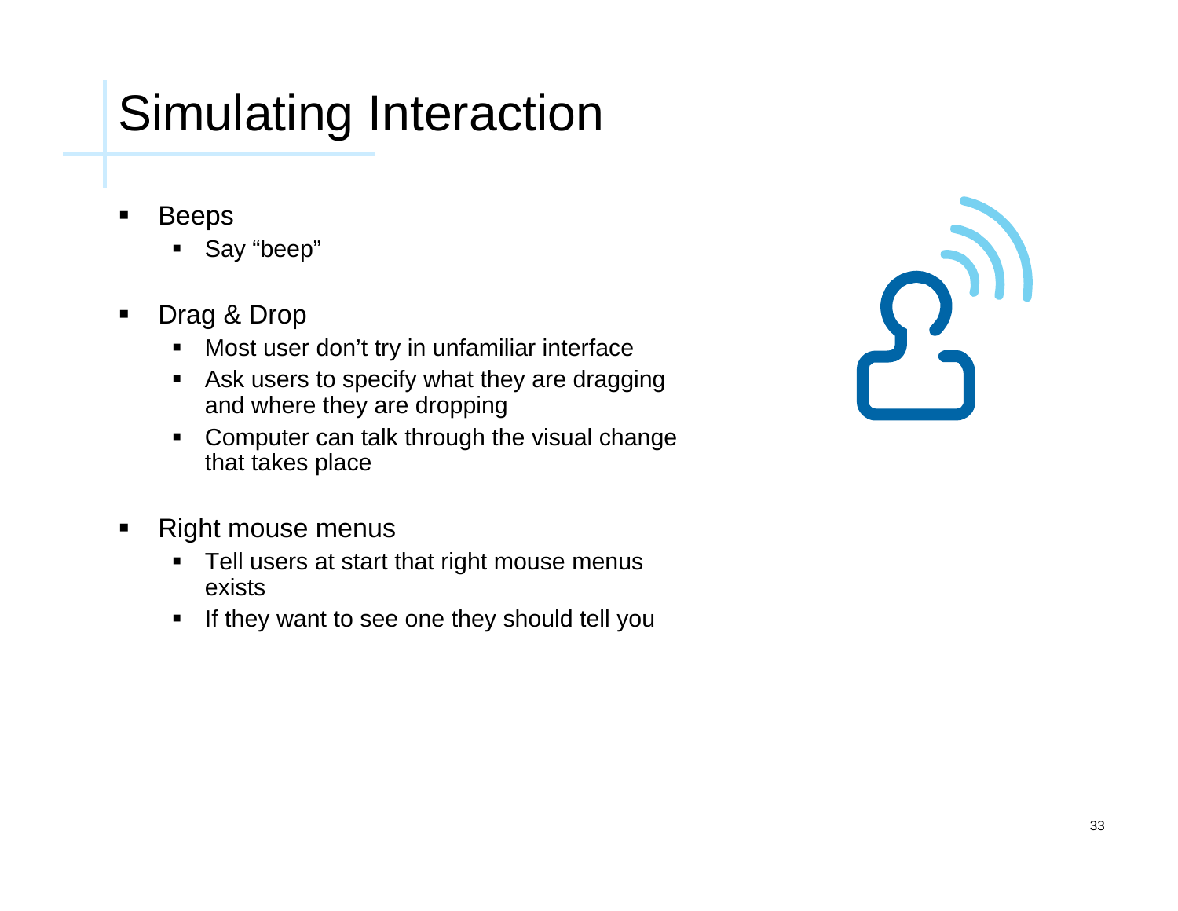# Simulating Interaction

- Beeps
  - Say “beep”
- Drag & Drop
  - Most user don’t try in unfamiliar interface
  - Ask users to specify what they are dragging and where they are dropping
  - Computer can talk through the visual change that takes place
- Right mouse menus
  - Tell users at start that right mouse menus exists
  - If they want to see one they should tell you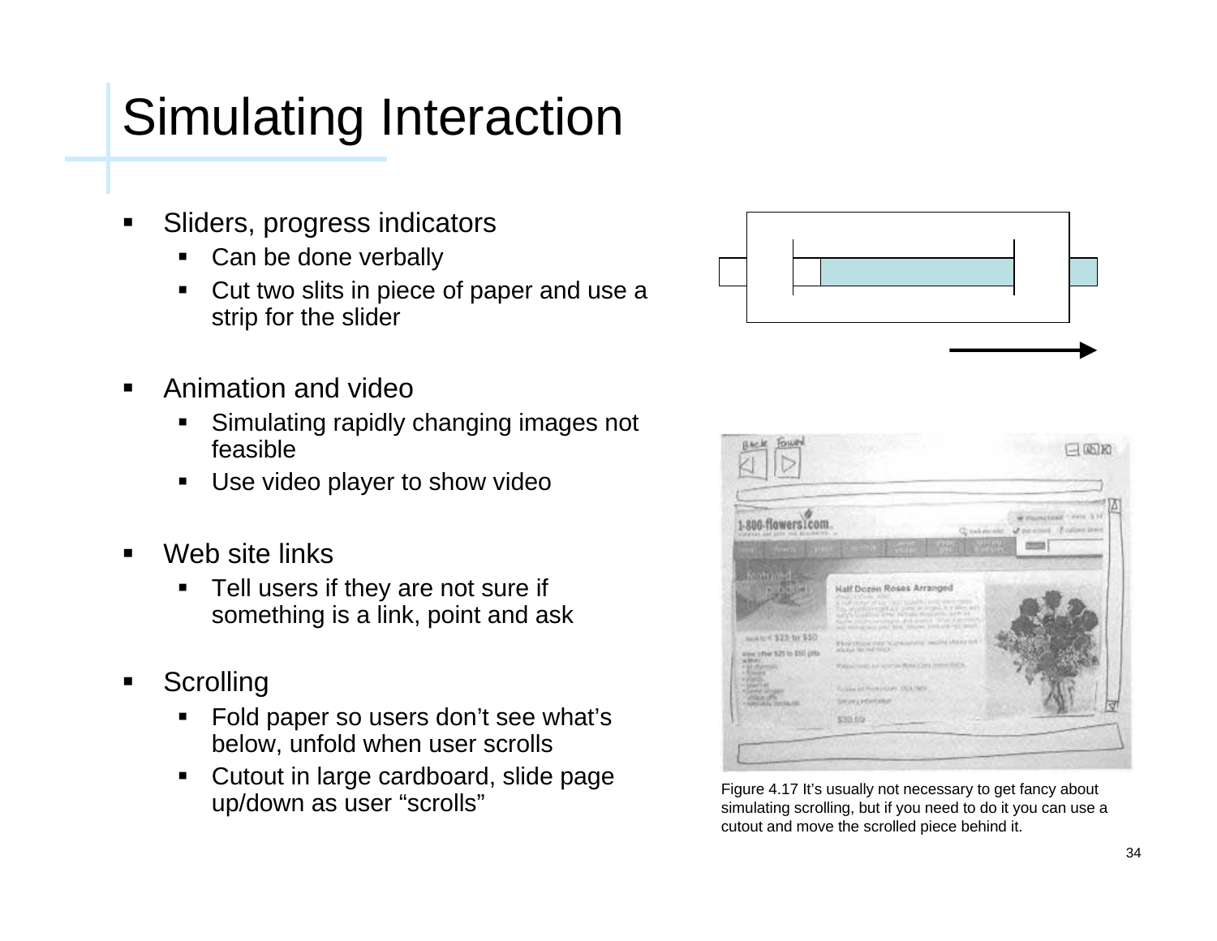# Simulating Interaction

- Sliders, progress indicators
  - Can be done verbally
  - Cut two slits in piece of paper and use a strip for the slider
- Animation and video
  - Simulating rapidly changing images not feasible
  - Use video player to show video
- Web site links
  - Tell users if they are not sure if something is a link, point and ask
- Scrolling
  - Fold paper so users don't see what's below, unfold when user scrolls
  - Cutout in large cardboard, slide page up/down as user "scrolls"

Figure 4.17 It's usually not necessary to get fancy about simulating scrolling, but if you need to do it you can use a cutout and move the scrolled piece behind it.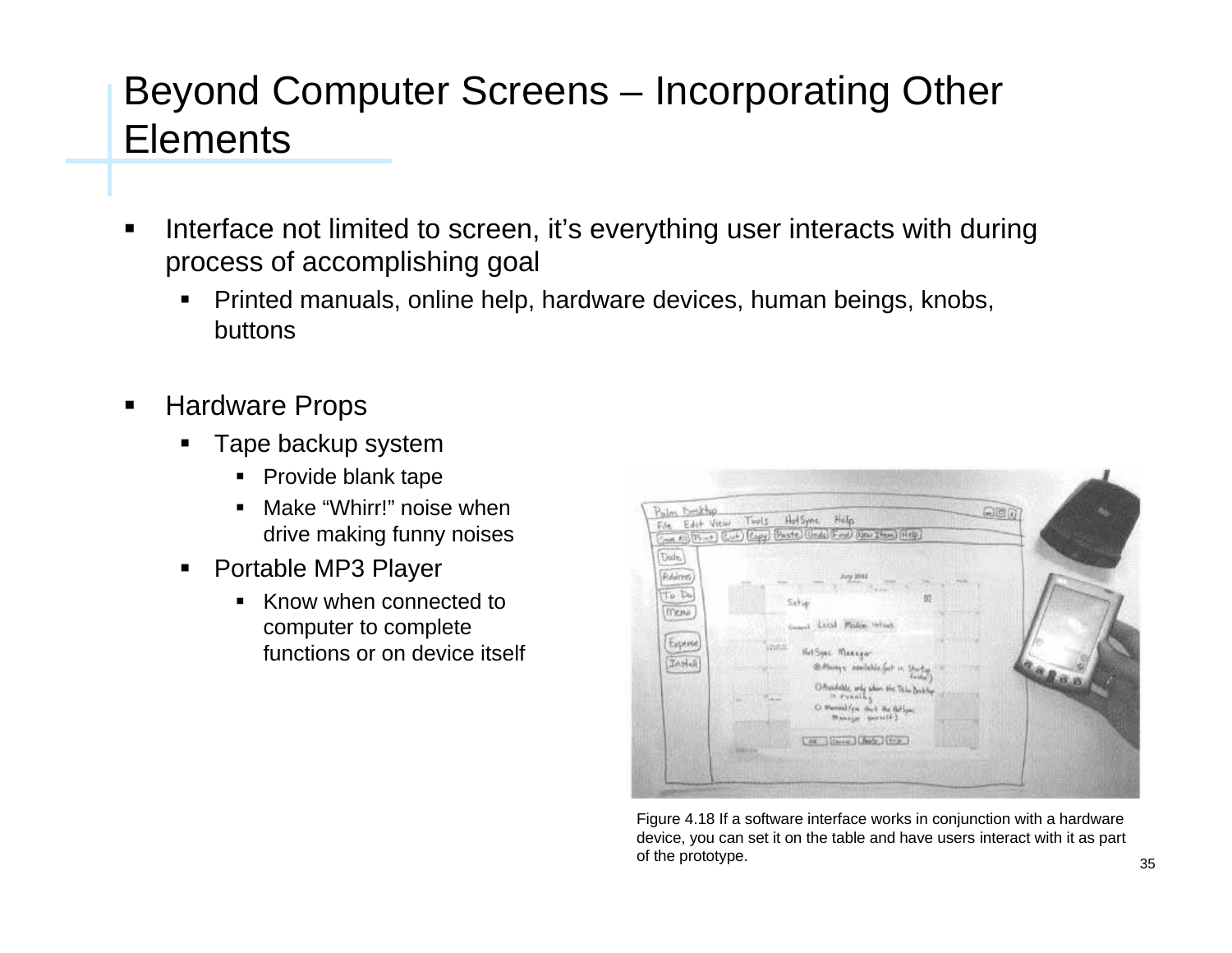# Beyond Computer Screens – Incorporating Other Elements

- Interface not limited to screen, it's everything user interacts with during process of accomplishing goal
  - Printed manuals, online help, hardware devices, human beings, knobs, buttons

- Hardware Props
  - Tape backup system
    - Provide blank tape
    - Make "Whirr!" noise when drive making funny noises
  - Portable MP3 Player
    - Know when connected to computer to complete functions or on device itself

Figure 4.18 If a software interface works in conjunction with a hardware device, you can set it on the table and have users interact with it as part of the prototype.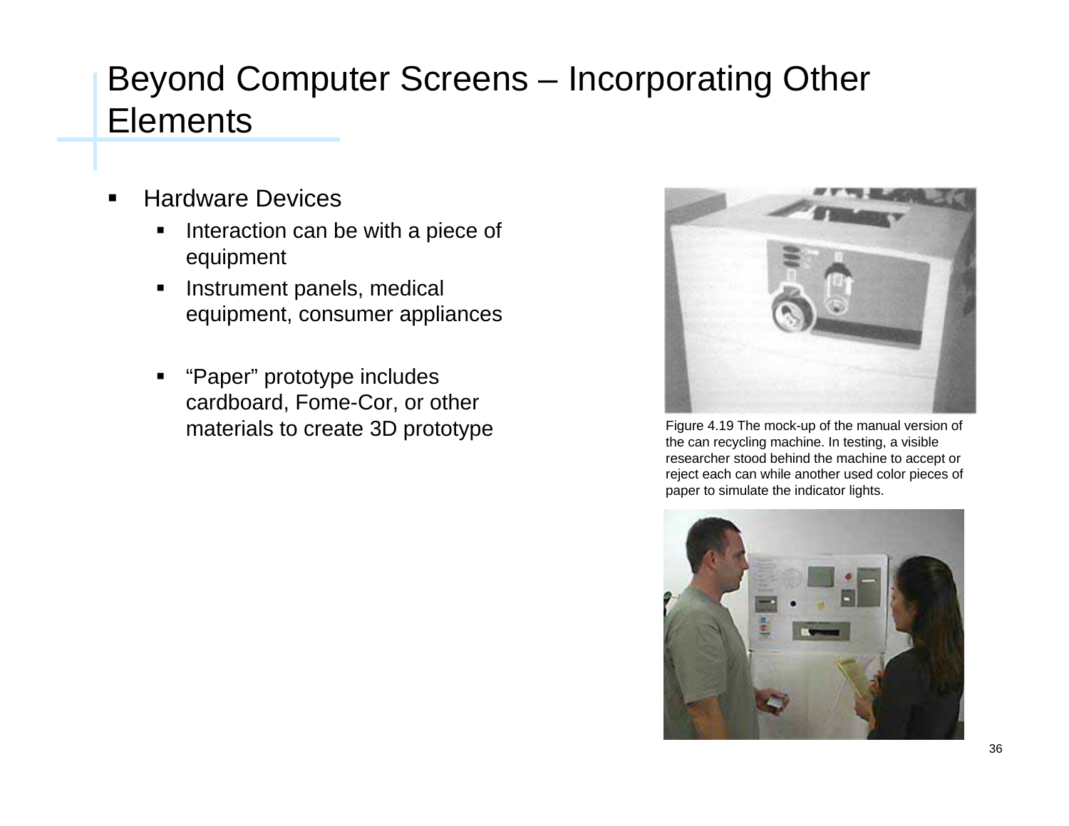# Beyond Computer Screens – Incorporating Other Elements

- Hardware Devices
  - Interaction can be with a piece of equipment
  - Instrument panels, medical equipment, consumer appliances
  - "Paper" prototype includes cardboard, Fome-Cor, or other materials to create 3D prototype

Figure 4.19 The mock-up of the manual version of the can recycling machine. In testing, a visible researcher stood behind the machine to accept or reject each can while another used color pieces of paper to simulate the indicator lights.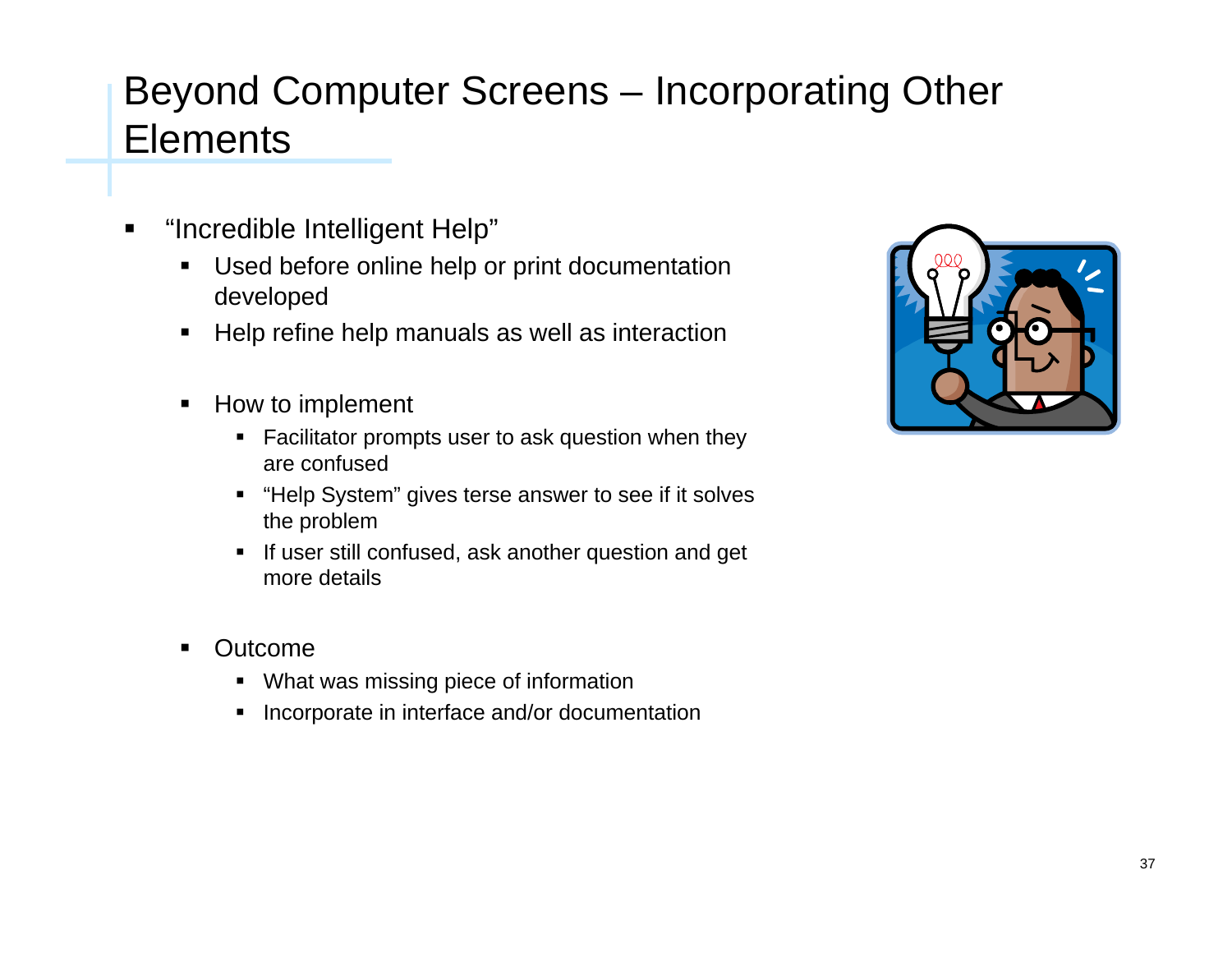# Beyond Computer Screens – Incorporating Other Elements

- "Incredible Intelligent Help"
  - Used before online help or print documentation developed
  - Help refine help manuals as well as interaction
  - How to implement
    - Facilitator prompts user to ask question when they are confused
    - "Help System" gives terse answer to see if it solves the problem
    - If user still confused, ask another question and get more details
  - Outcome
    - What was missing piece of information
    - Incorporate in interface and/or documentation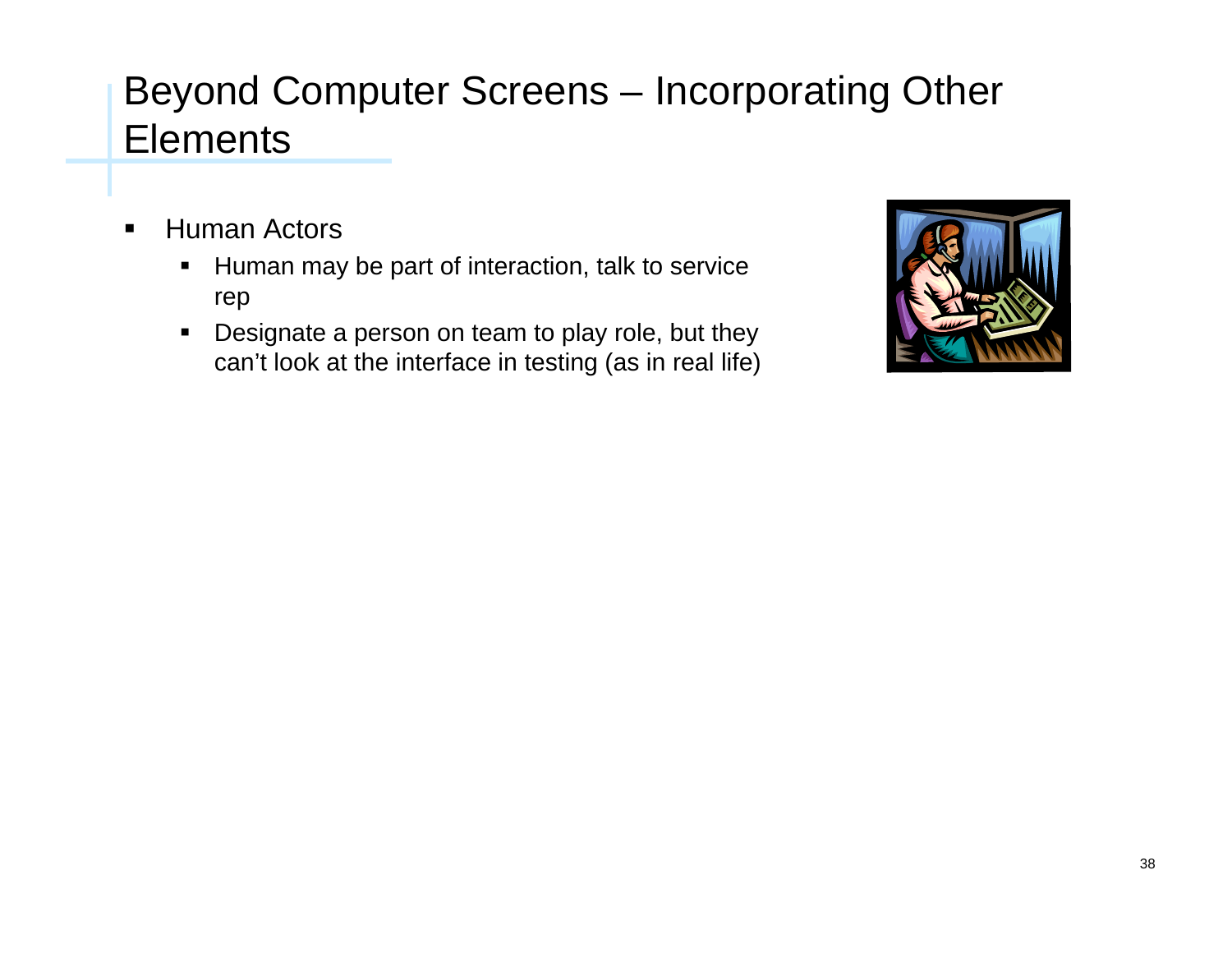# Beyond Computer Screens – Incorporating Other Elements

- Human Actors
  - Human may be part of interaction, talk to service rep
  - Designate a person on team to play role, but they can't look at the interface in testing (as in real life)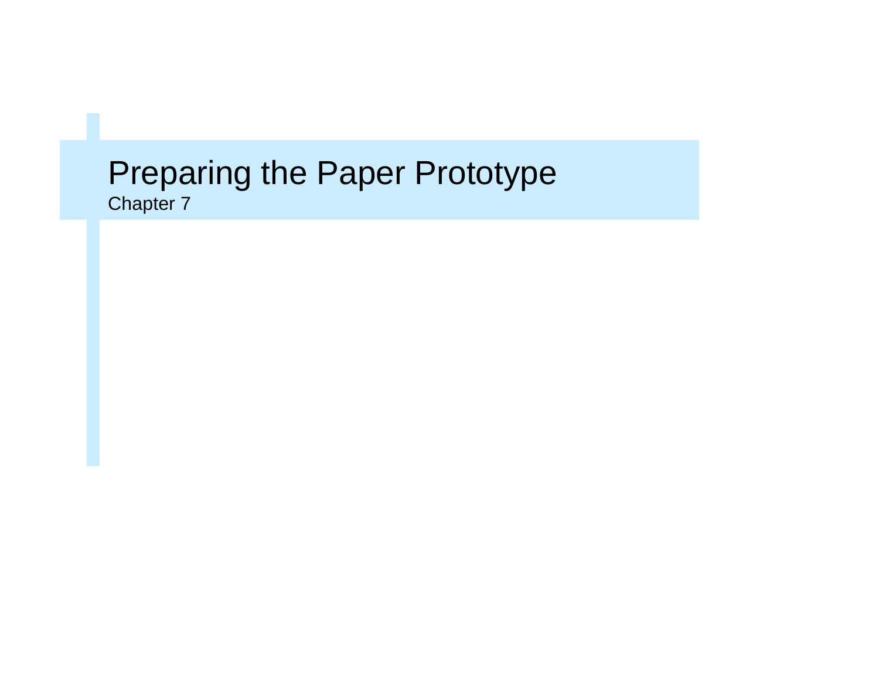# Preparing the Paper Prototype

Chapter 7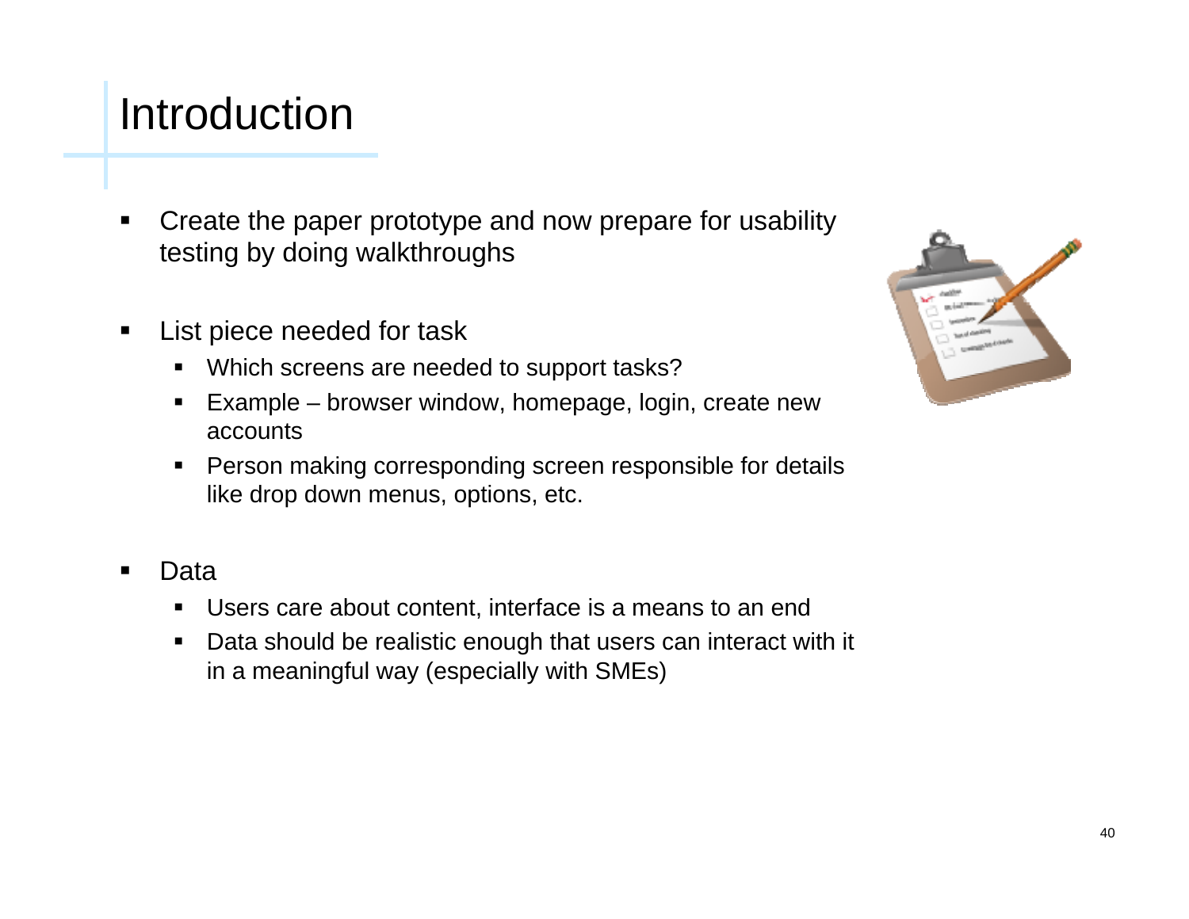# Introduction

- Create the paper prototype and now prepare for usability testing by doing walkthroughs

- List piece needed for task
  - Which screens are needed to support tasks?
  - Example – browser window, homepage, login, create new accounts
  - Person making corresponding screen responsible for details like drop down menus, options, etc.

- Data
  - Users care about content, interface is a means to an end
  - Data should be realistic enough that users can interact with it in a meaningful way (especially with SMEs)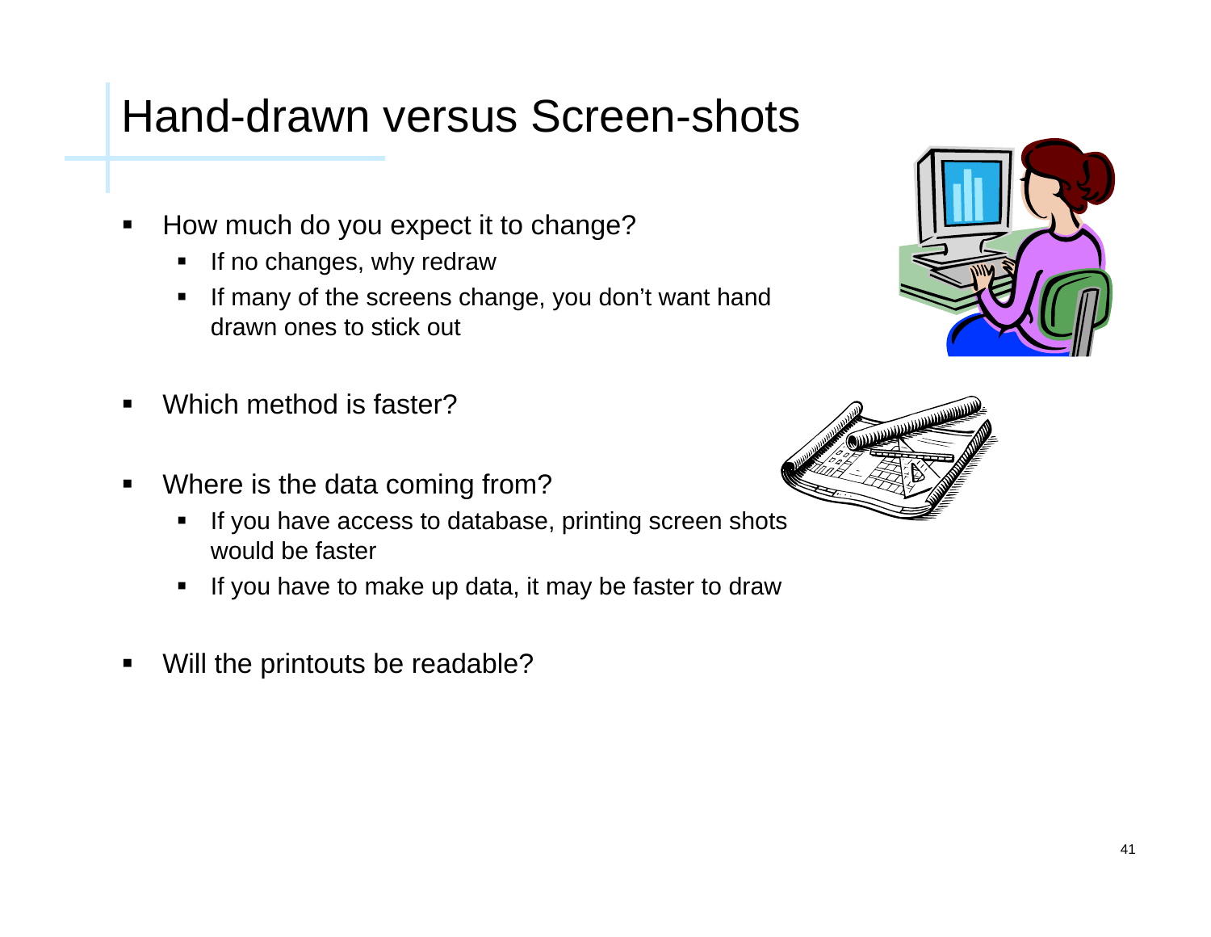# Hand-drawn versus Screen-shots

- How much do you expect it to change?
  - If no changes, why redraw
  - If many of the screens change, you don't want hand drawn ones to stick out
- Which method is faster?
- Where is the data coming from?
  - If you have access to database, printing screen shots would be faster
  - If you have to make up data, it may be faster to draw
- Will the printouts be readable?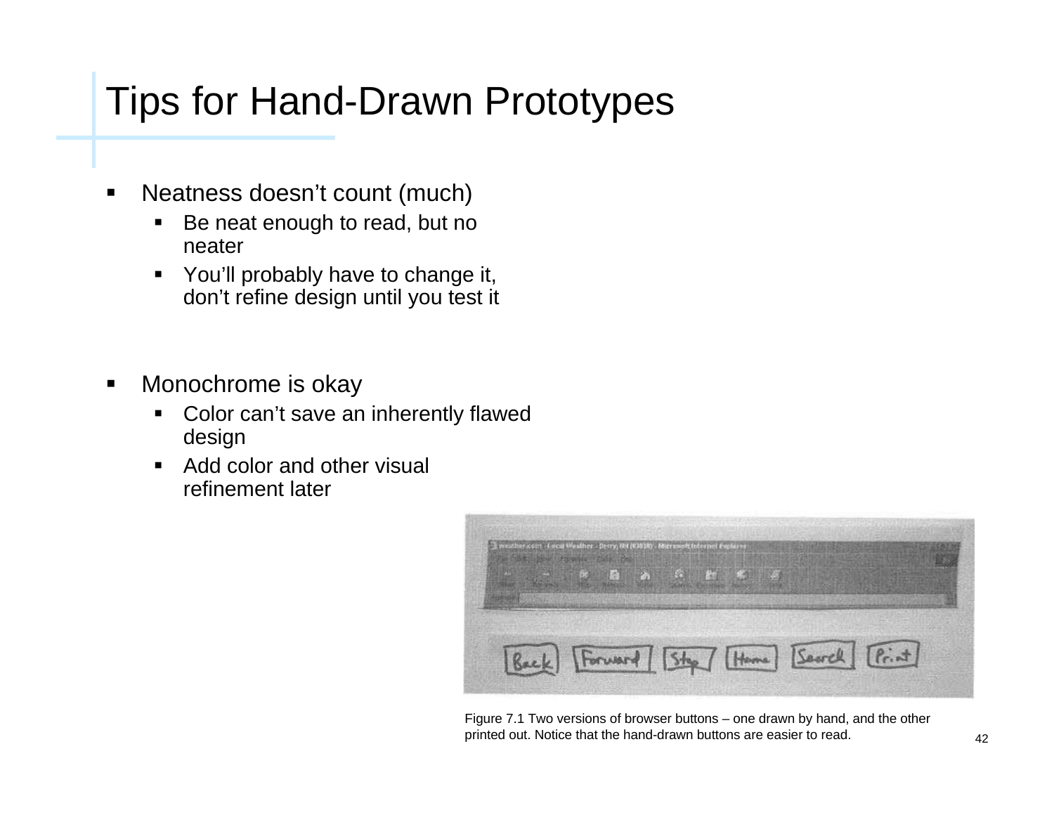# Tips for Hand-Drawn Prototypes

- Neatness doesn't count (much)
  - Be neat enough to read, but no neater
  - You'll probably have to change it, don't refine design until you test it

- Monochrome is okay
  - Color can't save an inherently flawed design
  - Add color and other visual refinement later

Figure 7.1 Two versions of browser buttons – one drawn by hand, and the other printed out. Notice that the hand-drawn buttons are easier to read.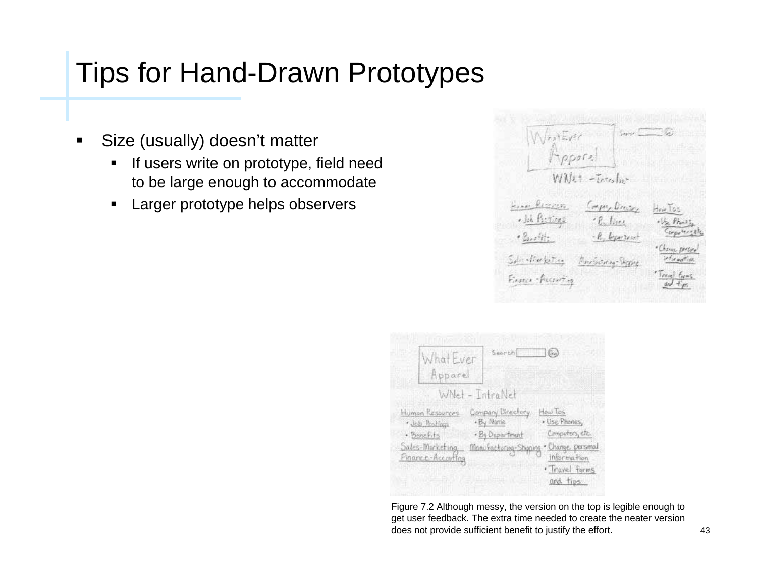# Tips for Hand-Drawn Prototypes

- Size (usually) doesn't matter
  - If users write on prototype, field need to be large enough to accommodate
  - Larger prototype helps observers

Figure 7.2 Although messy, the version on the top is legible enough to get user feedback. The extra time needed to create the neater version does not provide sufficient benefit to justify the effort.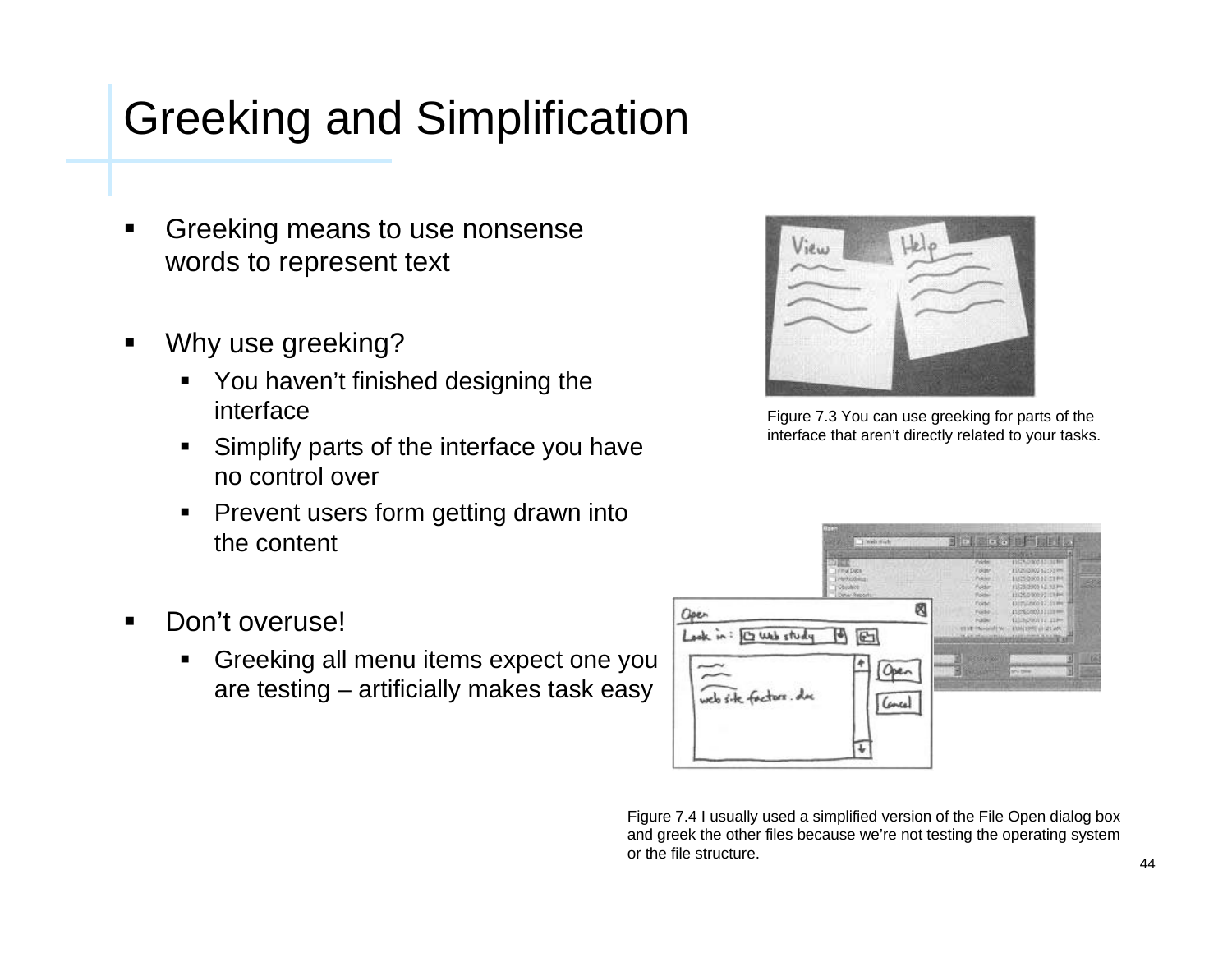# Greeking and Simplification

- Greeking means to use nonsense words to represent text
- Why use greeking?
  - You haven't finished designing the interface
  - Simplify parts of the interface you have no control over
  - Prevent users form getting drawn into the content
- Don't overuse!
  - Greeking all menu items expect one you are testing – artificially makes task easy

Figure 7.3 You can use greeking for parts of the interface that aren't directly related to your tasks.

Figure 7.4 I usually used a simplified version of the File Open dialog box and greek the other files because we're not testing the operating system or the file structure.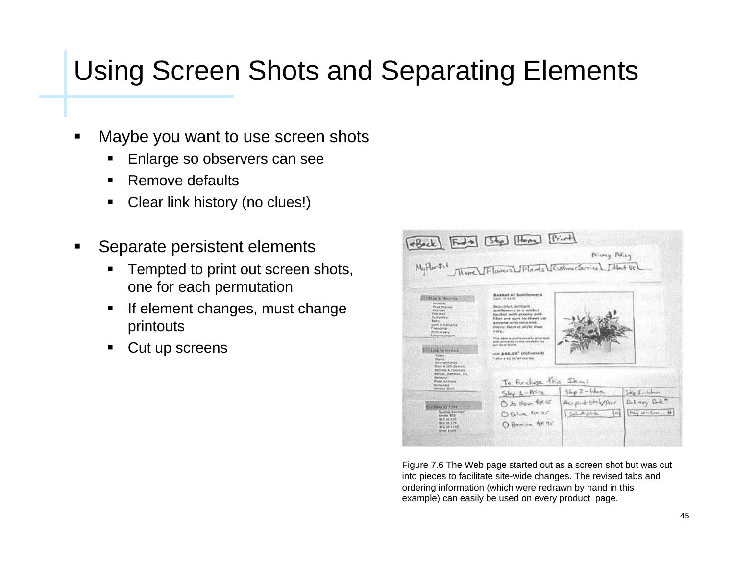# Using Screen Shots and Separating Elements

- Maybe you want to use screen shots
  - Enlarge so observers can see
  - Remove defaults
  - Clear link history (no clues!)
- Separate persistent elements
  - Tempted to print out screen shots, one for each permutation
  - If element changes, must change printouts
  - Cut up screens

Figure 7.6 The Web page started out as a screen shot but was cut into pieces to facilitate site-wide changes. The revised tabs and ordering information (which were redrawn by hand in this example) can easily be used on every product page.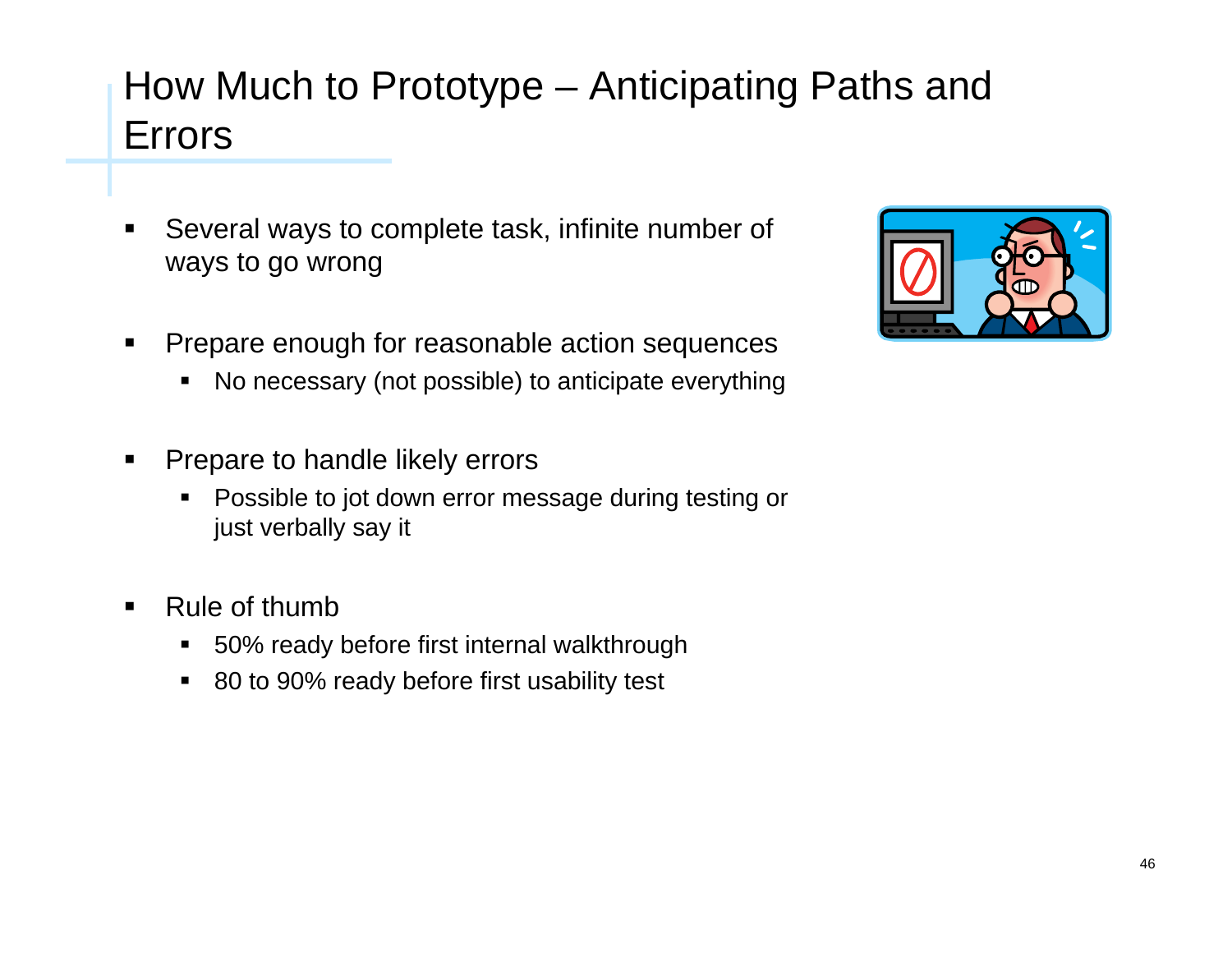# How Much to Prototype – Anticipating Paths and Errors

- Several ways to complete task, infinite number of ways to go wrong
- Prepare enough for reasonable action sequences
  - No necessary (not possible) to anticipate everything
- Prepare to handle likely errors
  - Possible to jot down error message during testing or just verbally say it
- Rule of thumb
  - 50% ready before first internal walkthrough
  - 80 to 90% ready before first usability test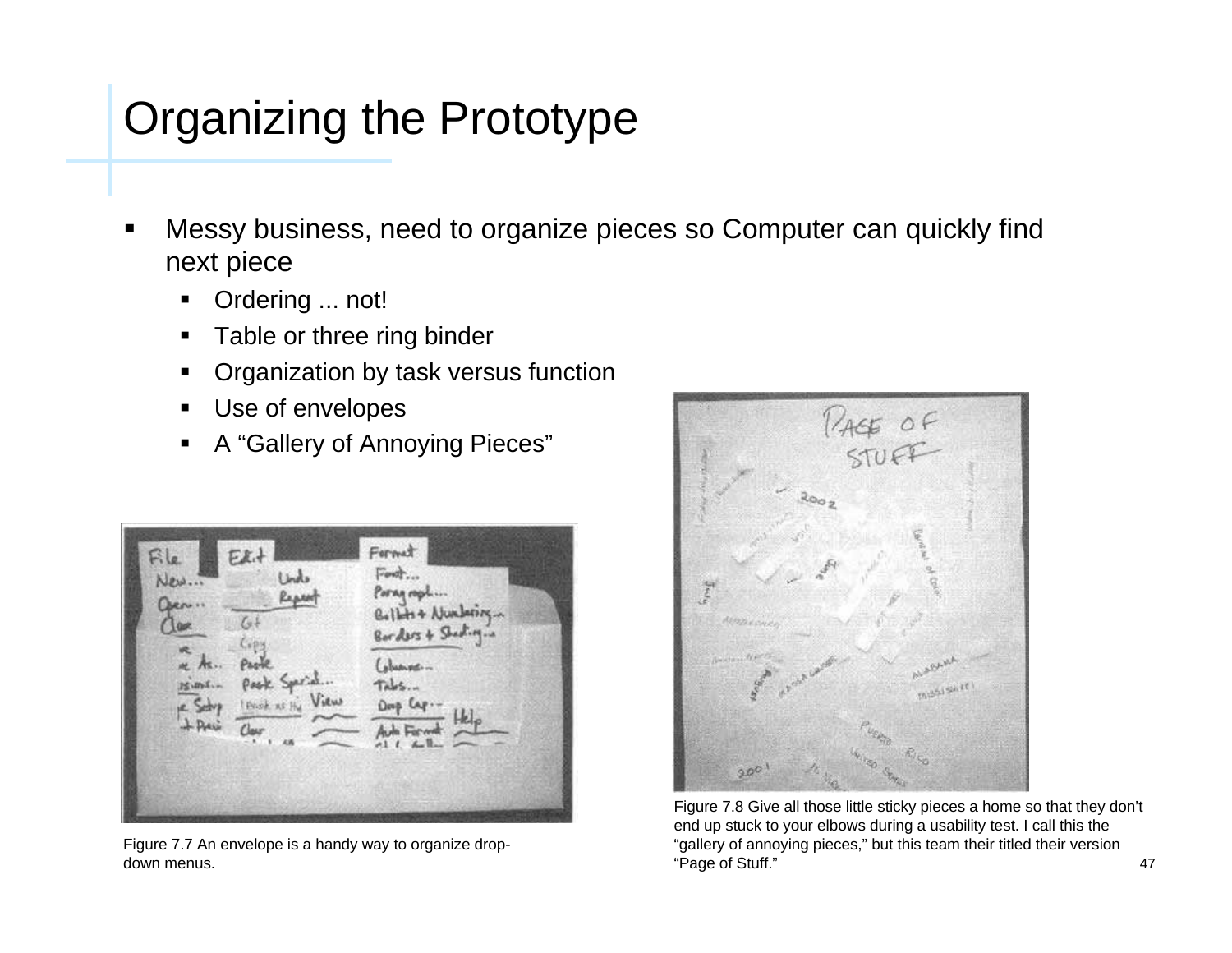# Organizing the Prototype

- Messy business, need to organize pieces so Computer can quickly find next piece
  - Ordering ... not!
  - Table or three ring binder
  - Organization by task versus function
  - Use of envelopes
  - A "Gallery of Annoying Pieces"

Figure 7.7 An envelope is a handy way to organize drop-down menus.

Figure 7.8 Give all those little sticky pieces a home so that they don't end up stuck to your elbows during a usability test. I call this the "gallery of annoying pieces," but this team their titled their version "Page of Stuff."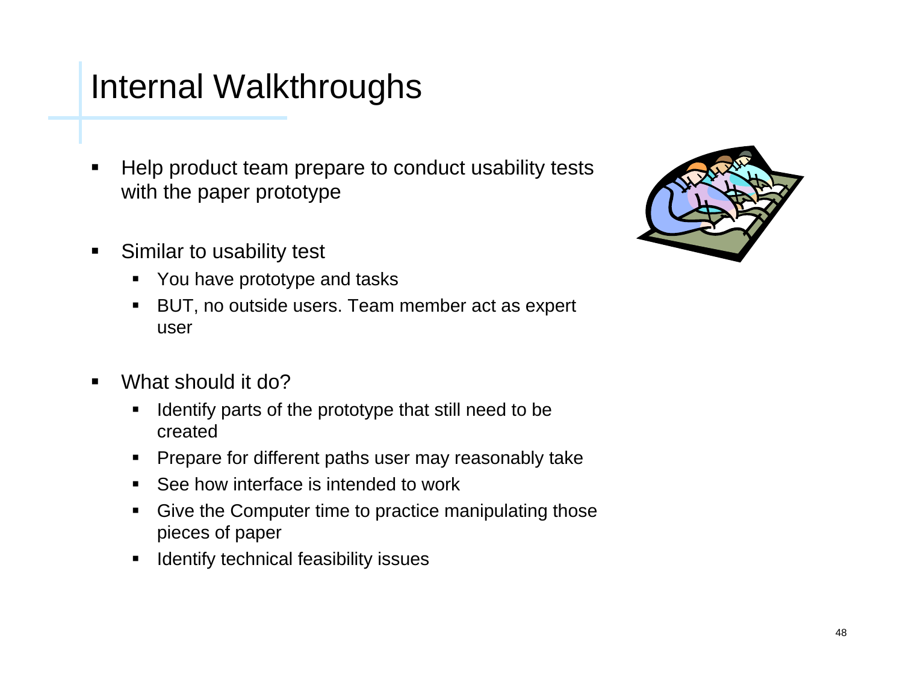# Internal Walkthroughs

- Help product team prepare to conduct usability tests with the paper prototype

- Similar to usability test
  - You have prototype and tasks
  - BUT, no outside users. Team member act as expert user

- What should it do?
  - Identify parts of the prototype that still need to be created
  - Prepare for different paths user may reasonably take
  - See how interface is intended to work
  - Give the Computer time to practice manipulating those pieces of paper
  - Identify technical feasibility issues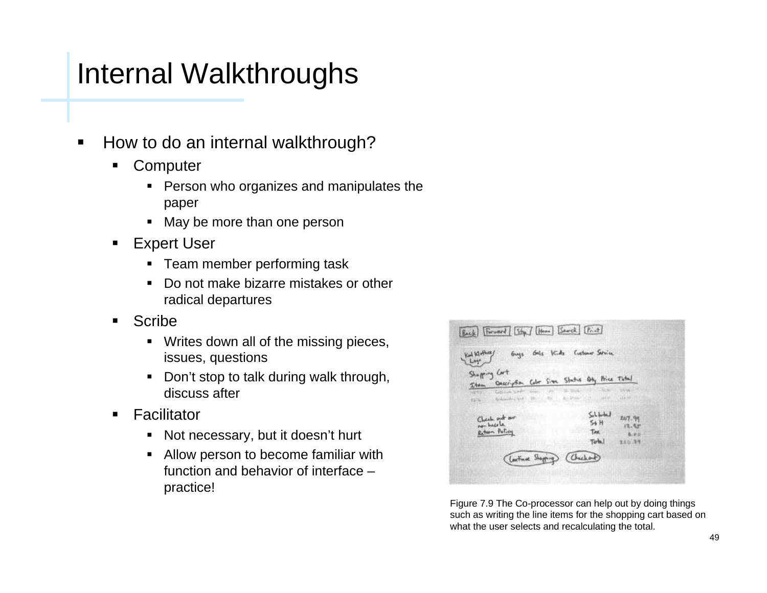# Internal Walkthroughs

- How to do an internal walkthrough?
  - Computer
    - Person who organizes and manipulates the paper
    - May be more than one person
  - Expert User
    - Team member performing task
    - Do not make bizarre mistakes or other radical departures
  - Scribe
    - Writes down all of the missing pieces, issues, questions
    - Don't stop to talk during walk through, discuss after
  - Facilitator
    - Not necessary, but it doesn't hurt
    - Allow person to become familiar with function and behavior of interface – practice!

Figure 7.9 The Co-processor can help out by doing things such as writing the line items for the shopping cart based on what the user selects and recalculating the total.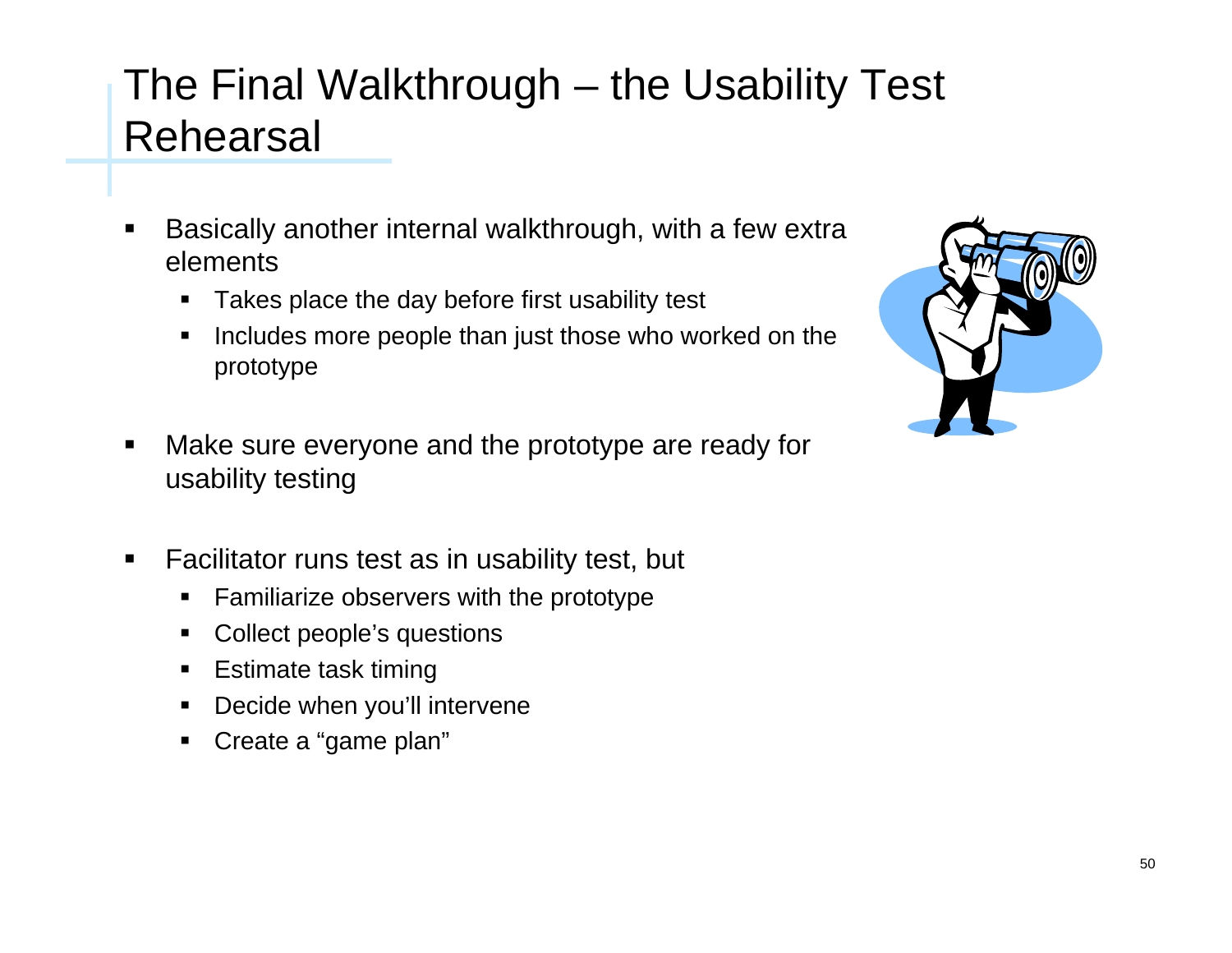# The Final Walkthrough – the Usability Test Rehearsal

- Basically another internal walkthrough, with a few extra elements
  - Takes place the day before first usability test
  - Includes more people than just those who worked on the prototype
- Make sure everyone and the prototype are ready for usability testing
- Facilitator runs test as in usability test, but
  - Familiarize observers with the prototype
  - Collect people's questions
  - Estimate task timing
  - Decide when you'll intervene
  - Create a "game plan"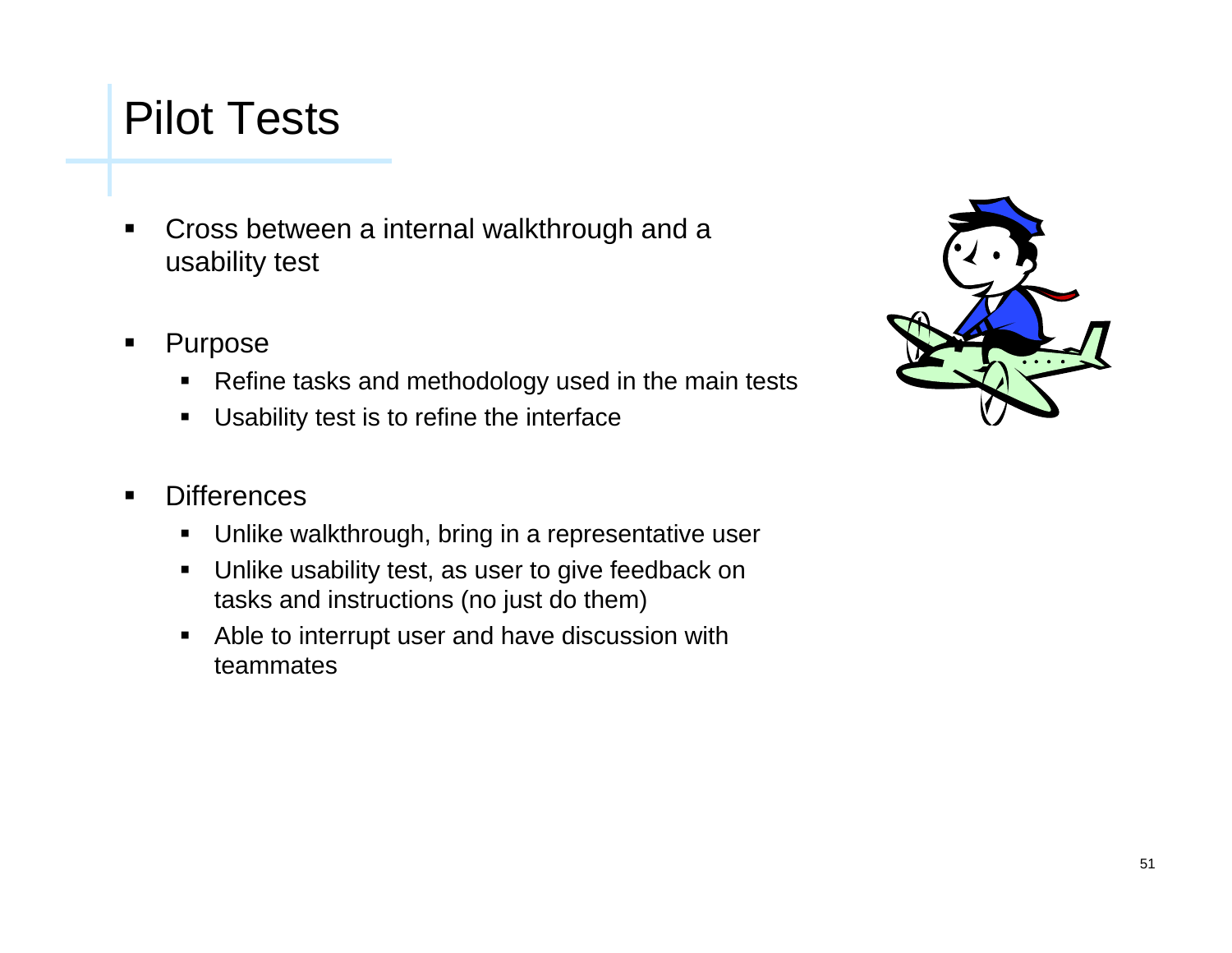# Pilot Tests

- Cross between a internal walkthrough and a usability test
- Purpose
  - Refine tasks and methodology used in the main tests
  - Usability test is to refine the interface
- Differences
  - Unlike walkthrough, bring in a representative user
  - Unlike usability test, as user to give feedback on tasks and instructions (no just do them)
  - Able to interrupt user and have discussion with teammates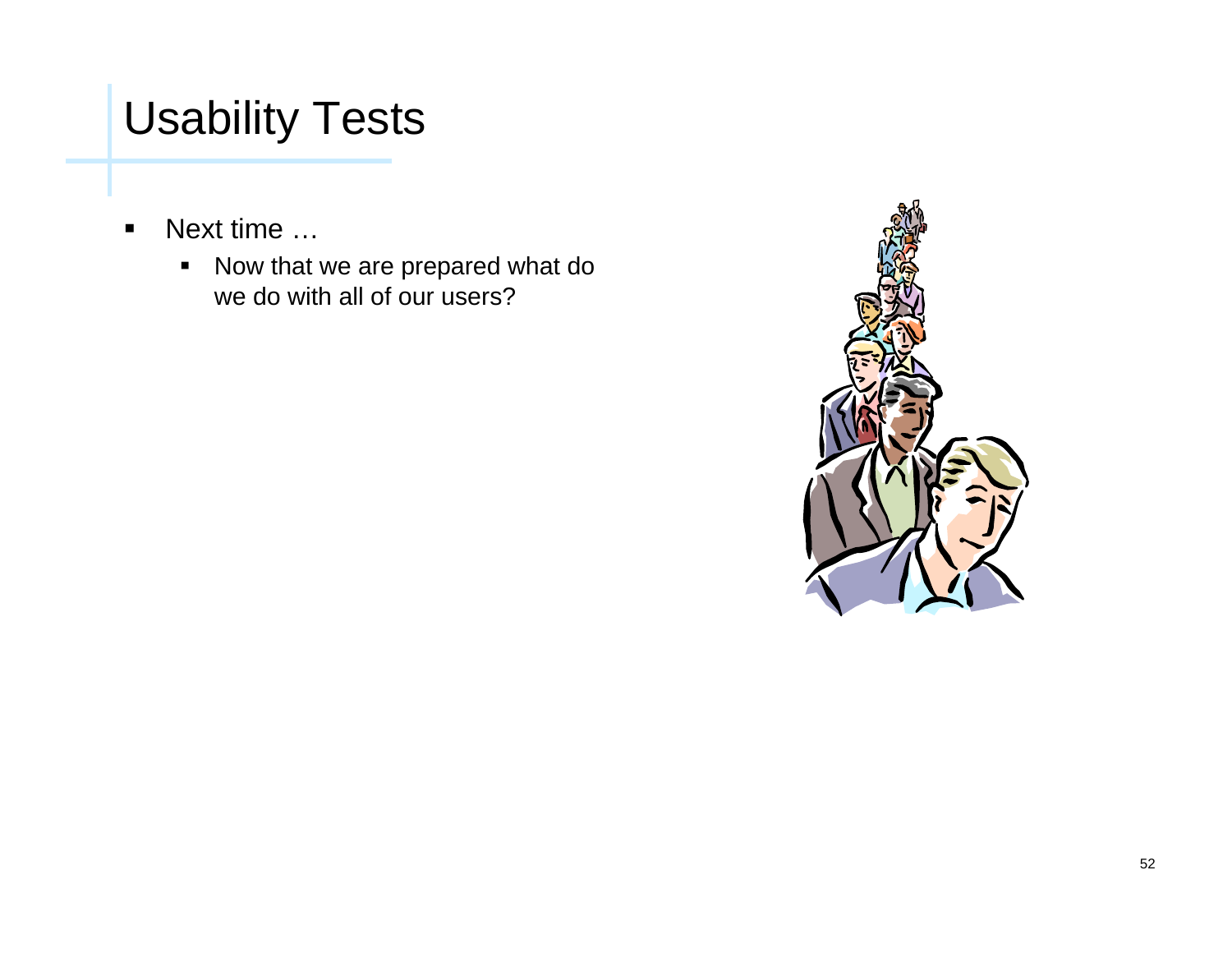# Usability Tests

- Next time …
  - Now that we are prepared what do we do with all of our users?